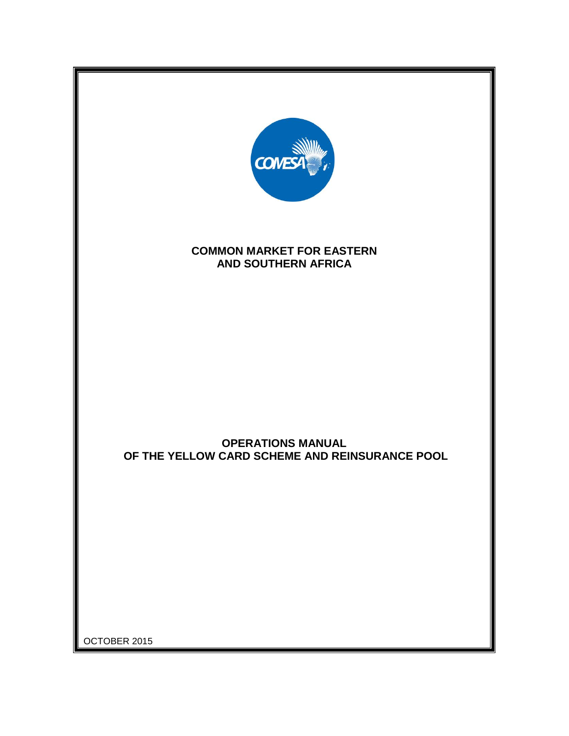# COMMON MARKET FOR EASTERN AND SOUTHERN AFRICA

# OPERATIONS MANUAL OF THE YELLOW CARD SCHEME AND REINSURANCE POOL

OCTOBER 2015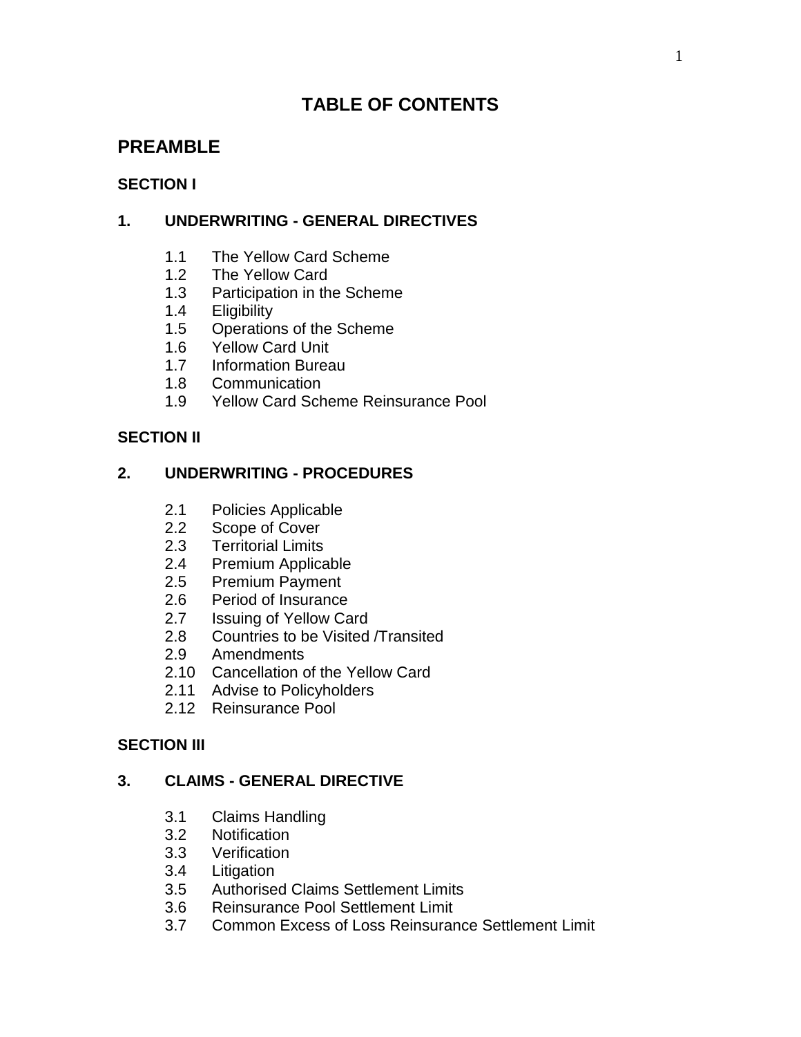# TABLE OF CONTENTS

## PREAMBLE

### SECTION I

### 1. UNDERWRITING - GENERAL DIRECTIVES

- 1.1 The Yellow Card Scheme
- 1.2 The Yellow Card
- 1.3 Participation in the Scheme
- 1.4 Eligibility
- 1.5 Operations of the Scheme
- 1.6 Yellow Card Unit
- 1.7 Information Bureau
- 1.8 Communication
- 1.9 Yellow Card Scheme Reinsurance Pool

### SECTION II

### 2. UNDERWRITING - PROCEDURES

- 2.1 Policies Applicable
- 2.2 Scope of Cover
- 2.3 Territorial Limits
- 2.4 Premium Applicable
- 2.5 Premium Payment
- 2.6 Period of Insurance
- 2.7 Issuing of Yellow Card
- 2.8 Countries to be Visited /Transited
- 2.9 Amendments
- 2.10 Cancellation of the Yellow Card
- 2.11 Advise to Policyholders
- 2.12 Reinsurance Pool

### SECTION III

### 3. CLAIMS - GENERAL DIRECTIVE

- 3.1 Claims Handling
- 3.2 Notification
- 3.3 Verification
- 3.4 Litigation
- 3.5 Authorised Claims Settlement Limits
- 3.6 Reinsurance Pool Settlement Limit
- 3.7 Common Excess of Loss Reinsurance Settlement Limit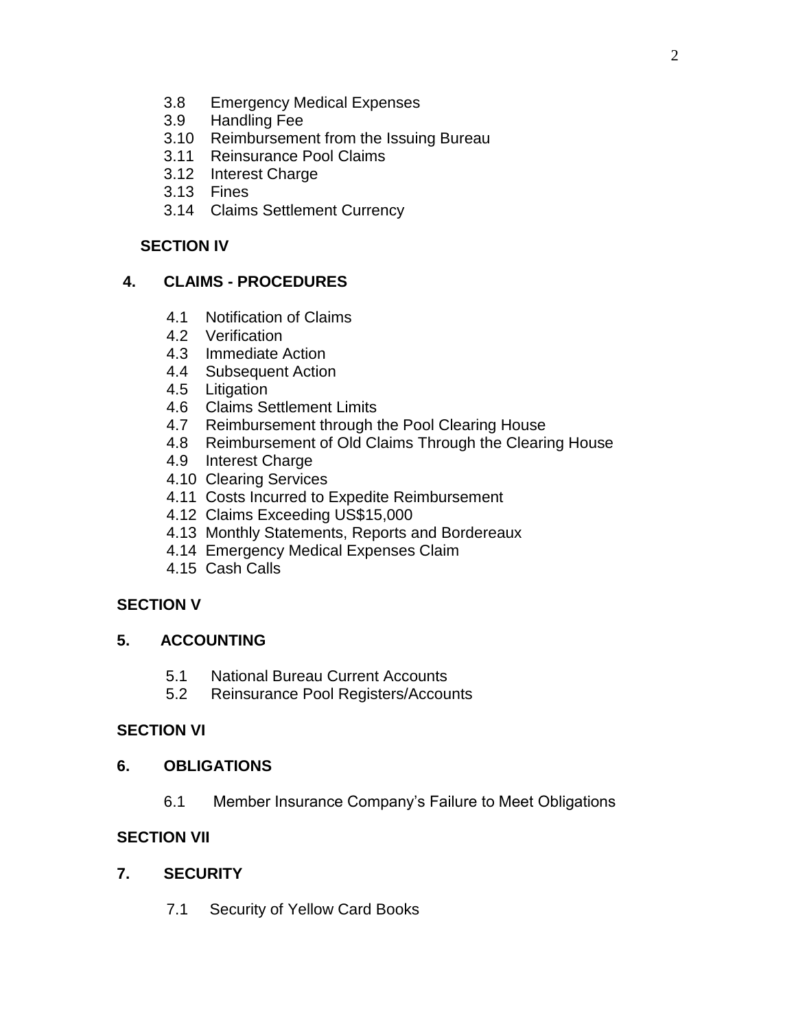3.8 Emergency Medical Expenses
3.9 Handling Fee
3.10 Reimbursement from the Issuing Bureau
3.11 Reinsurance Pool Claims
3.12 Interest Charge
3.13 Fines
3.14 Claims Settlement Currency

## SECTION IV

## 4. CLAIMS - PROCEDURES

4.1 Notification of Claims
4.2 Verification
4.3 Immediate Action
4.4 Subsequent Action
4.5 Litigation
4.6 Claims Settlement Limits
4.7 Reimbursement through the Pool Clearing House
4.8 Reimbursement of Old Claims Through the Clearing House
4.9 Interest Charge
4.10 Clearing Services
4.11 Costs Incurred to Expedite Reimbursement
4.12 Claims Exceeding US$15,000
4.13 Monthly Statements, Reports and Bordereaux
4.14 Emergency Medical Expenses Claim
4.15 Cash Calls

## SECTION V

## 5. ACCOUNTING

5.1 National Bureau Current Accounts
5.2 Reinsurance Pool Registers/Accounts

## SECTION VI

## 6. OBLIGATIONS

6.1 Member Insurance Company's Failure to Meet Obligations

## SECTION VII

## 7. SECURITY

7.1 Security of Yellow Card Books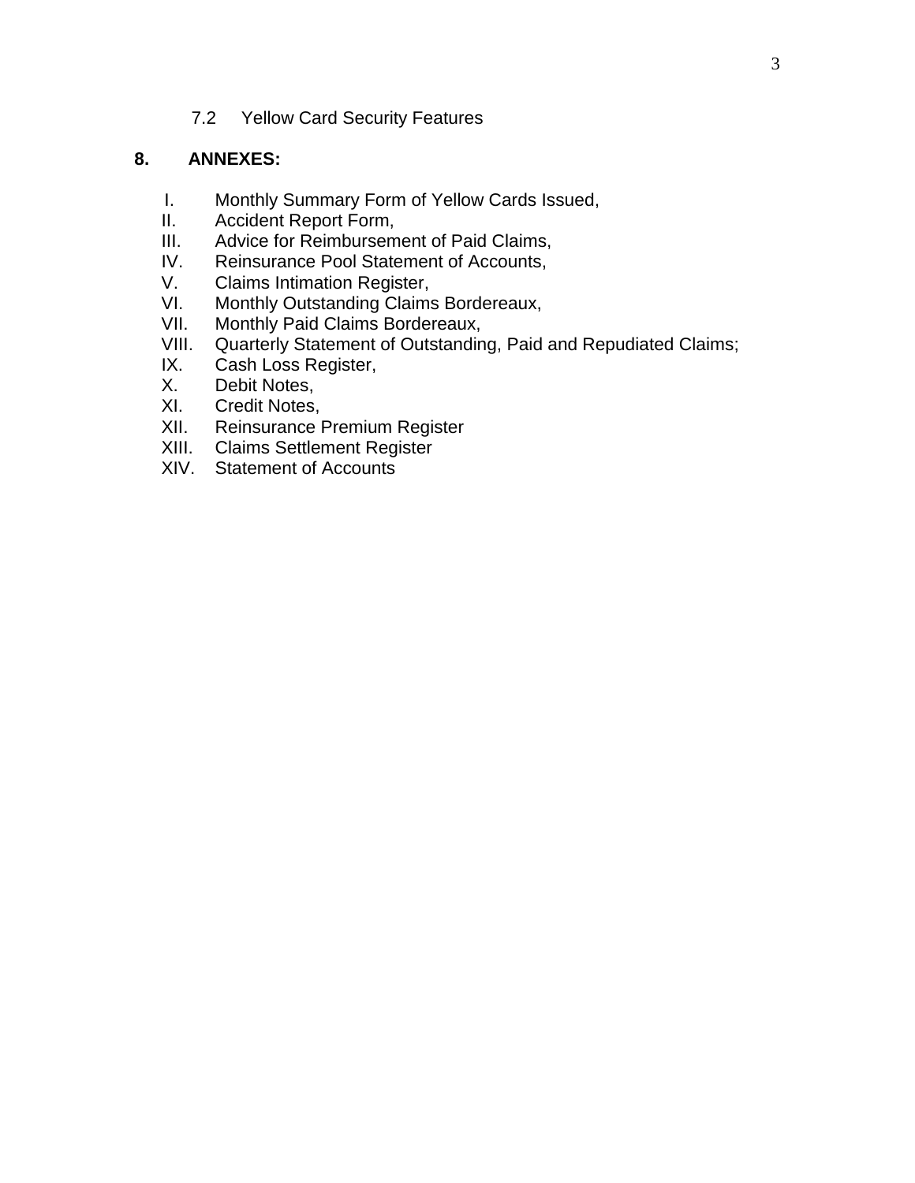7.2 Yellow Card Security Features

## 8. ANNEXES:

I. Monthly Summary Form of Yellow Cards Issued,
II. Accident Report Form,
III. Advice for Reimbursement of Paid Claims,
IV. Reinsurance Pool Statement of Accounts,
V. Claims Intimation Register,
VI. Monthly Outstanding Claims Bordereaux,
VII. Monthly Paid Claims Bordereaux,
VIII. Quarterly Statement of Outstanding, Paid and Repudiated Claims;
IX. Cash Loss Register,
X. Debit Notes,
XI. Credit Notes,
XII. Reinsurance Premium Register
XIII. Claims Settlement Register
XIV. Statement of Accounts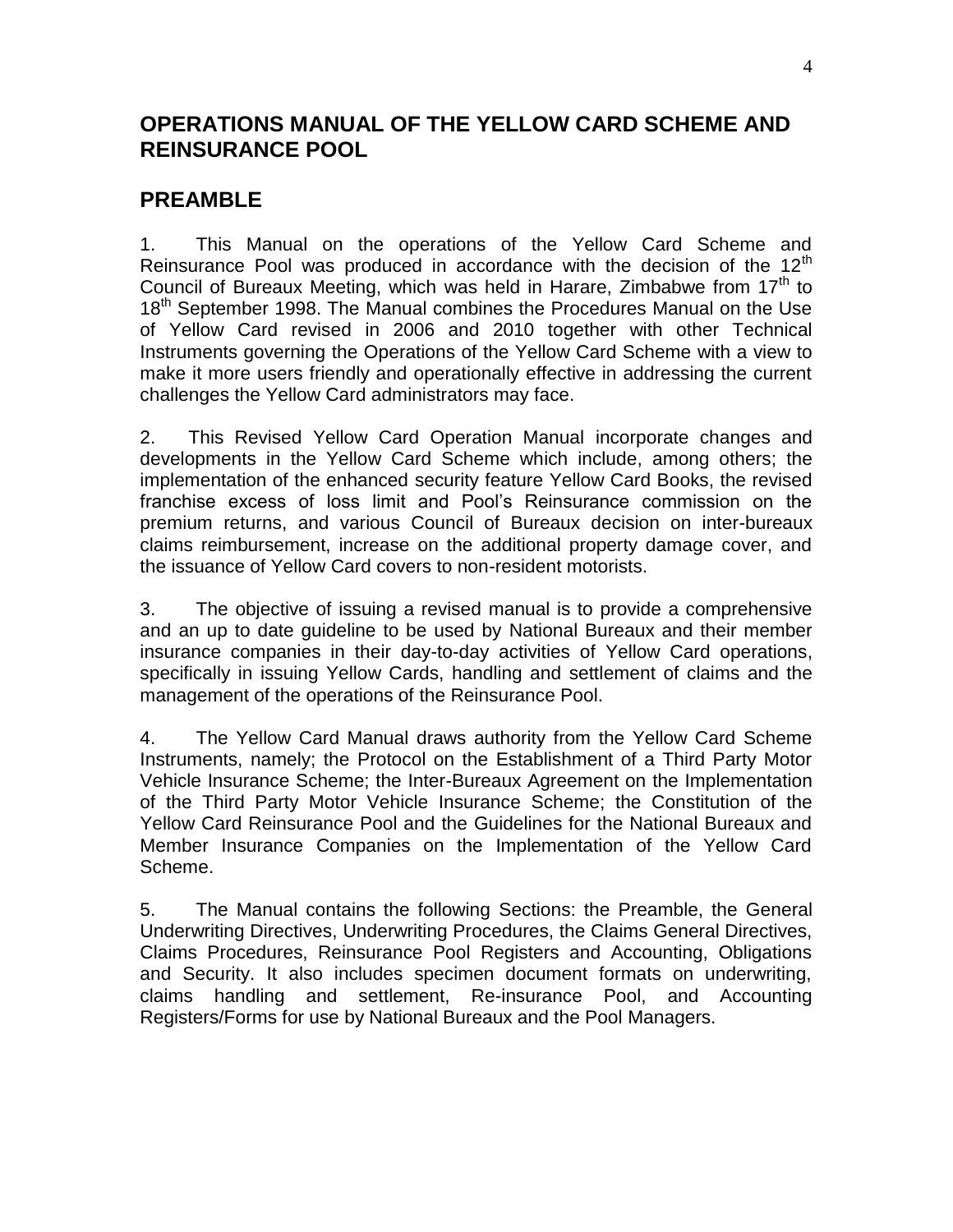## OPERATIONS MANUAL OF THE YELLOW CARD SCHEME AND REINSURANCE POOL

## PREAMBLE

1. This Manual on the operations of the Yellow Card Scheme and Reinsurance Pool was produced in accordance with the decision of the 12th Council of Bureaux Meeting, which was held in Harare, Zimbabwe from 17th to 18th September 1998. The Manual combines the Procedures Manual on the Use of Yellow Card revised in 2006 and 2010 together with other Technical Instruments governing the Operations of the Yellow Card Scheme with a view to make it more users friendly and operationally effective in addressing the current challenges the Yellow Card administrators may face.

2. This Revised Yellow Card Operation Manual incorporate changes and developments in the Yellow Card Scheme which include, among others; the implementation of the enhanced security feature Yellow Card Books, the revised franchise excess of loss limit and Pool's Reinsurance commission on the premium returns, and various Council of Bureaux decision on inter-bureaux claims reimbursement, increase on the additional property damage cover, and the issuance of Yellow Card covers to non-resident motorists.

3. The objective of issuing a revised manual is to provide a comprehensive and an up to date guideline to be used by National Bureaux and their member insurance companies in their day-to-day activities of Yellow Card operations, specifically in issuing Yellow Cards, handling and settlement of claims and the management of the operations of the Reinsurance Pool.

4. The Yellow Card Manual draws authority from the Yellow Card Scheme Instruments, namely; the Protocol on the Establishment of a Third Party Motor Vehicle Insurance Scheme; the Inter-Bureaux Agreement on the Implementation of the Third Party Motor Vehicle Insurance Scheme; the Constitution of the Yellow Card Reinsurance Pool and the Guidelines for the National Bureaux and Member Insurance Companies on the Implementation of the Yellow Card Scheme.

5. The Manual contains the following Sections: the Preamble, the General Underwriting Directives, Underwriting Procedures, the Claims General Directives, Claims Procedures, Reinsurance Pool Registers and Accounting, Obligations and Security. It also includes specimen document formats on underwriting, claims handling and settlement, Re-insurance Pool, and Accounting Registers/Forms for use by National Bureaux and the Pool Managers.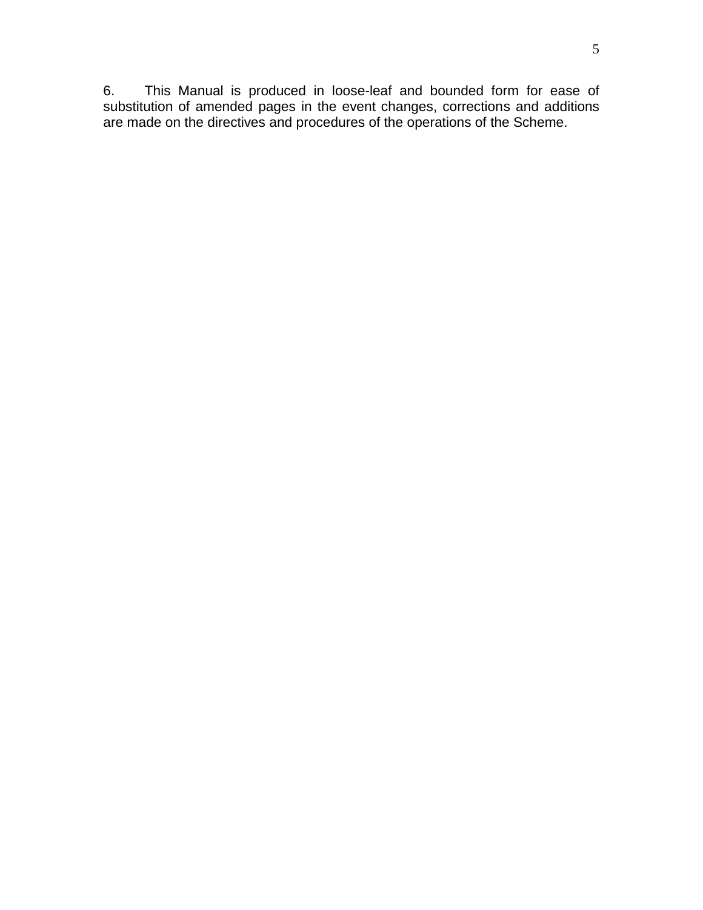6. This Manual is produced in loose-leaf and bounded form for ease of substitution of amended pages in the event changes, corrections and additions are made on the directives and procedures of the operations of the Scheme.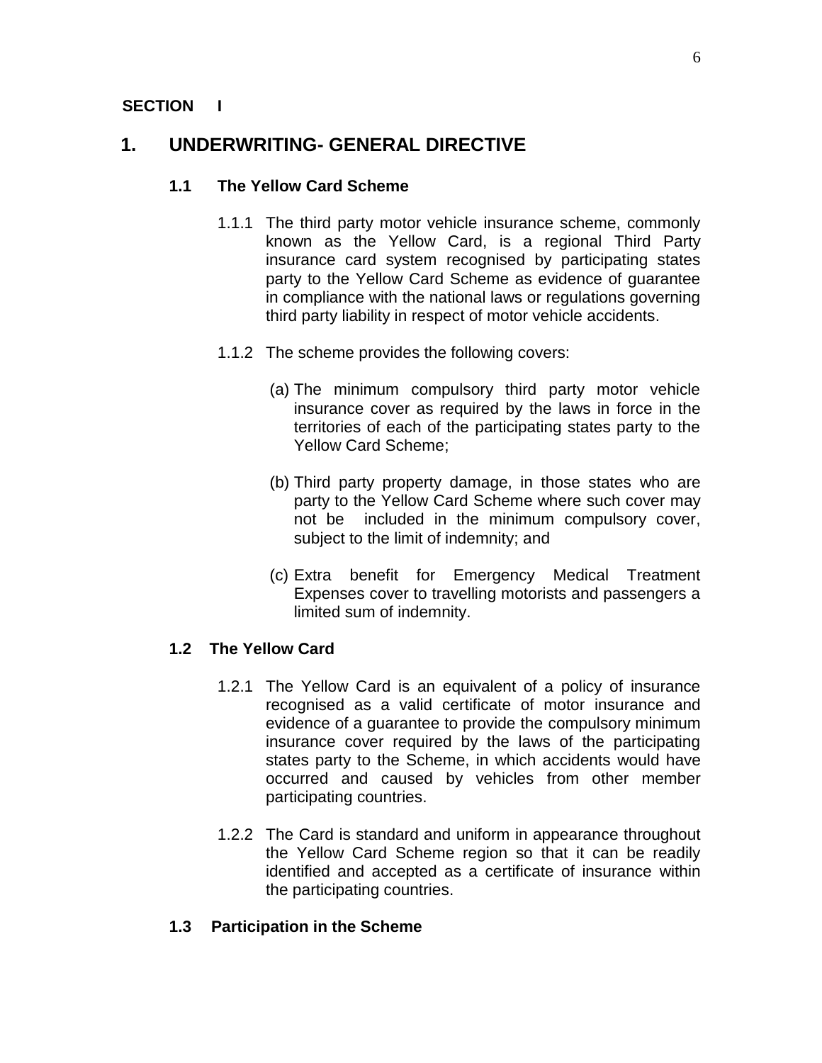**SECTION I**

# 1. UNDERWRITING- GENERAL DIRECTIVE

## 1.1 The Yellow Card Scheme

1.1.1 The third party motor vehicle insurance scheme, commonly known as the Yellow Card, is a regional Third Party insurance card system recognised by participating states party to the Yellow Card Scheme as evidence of guarantee in compliance with the national laws or regulations governing third party liability in respect of motor vehicle accidents.

1.1.2 The scheme provides the following covers:

(a) The minimum compulsory third party motor vehicle insurance cover as required by the laws in force in the territories of each of the participating states party to the Yellow Card Scheme;

(b) Third party property damage, in those states who are party to the Yellow Card Scheme where such cover may not be included in the minimum compulsory cover, subject to the limit of indemnity; and

(c) Extra benefit for Emergency Medical Treatment Expenses cover to travelling motorists and passengers a limited sum of indemnity.

## 1.2 The Yellow Card

1.2.1 The Yellow Card is an equivalent of a policy of insurance recognised as a valid certificate of motor insurance and evidence of a guarantee to provide the compulsory minimum insurance cover required by the laws of the participating states party to the Scheme, in which accidents would have occurred and caused by vehicles from other member participating countries.

1.2.2 The Card is standard and uniform in appearance throughout the Yellow Card Scheme region so that it can be readily identified and accepted as a certificate of insurance within the participating countries.

## 1.3 Participation in the Scheme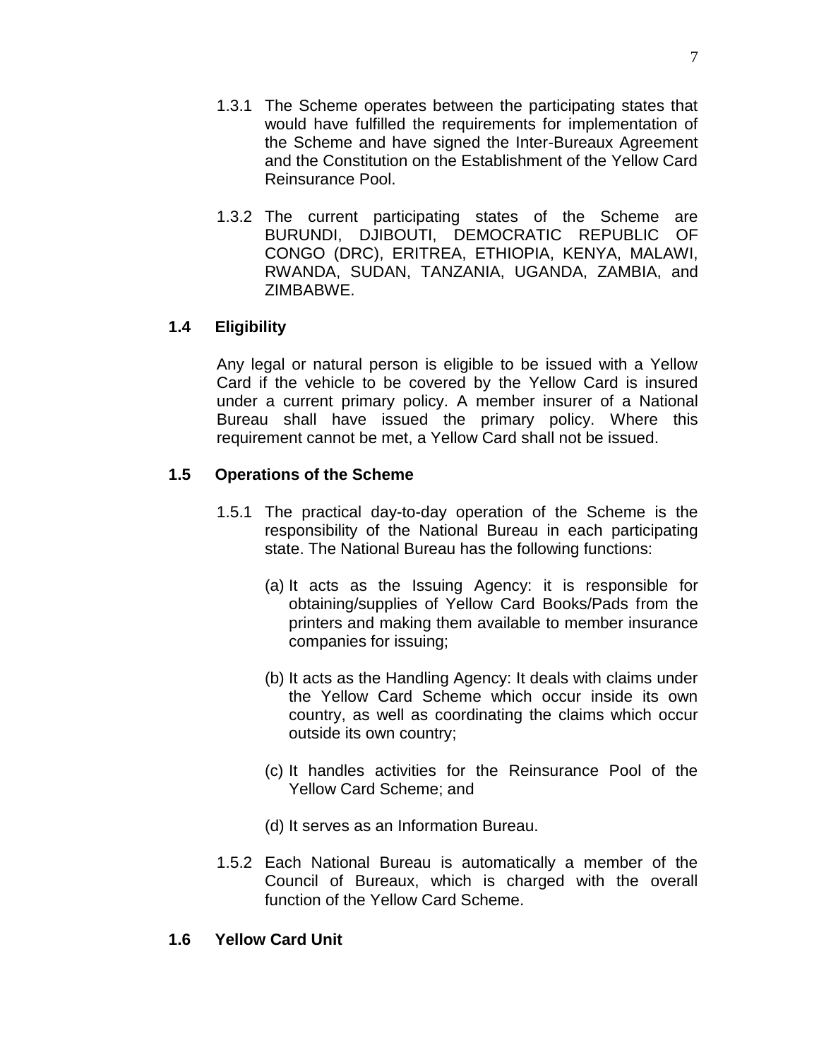1.3.1 The Scheme operates between the participating states that would have fulfilled the requirements for implementation of the Scheme and have signed the Inter-Bureaux Agreement and the Constitution on the Establishment of the Yellow Card Reinsurance Pool.

1.3.2 The current participating states of the Scheme are BURUNDI, DJIBOUTI, DEMOCRATIC REPUBLIC OF CONGO (DRC), ERITREA, ETHIOPIA, KENYA, MALAWI, RWANDA, SUDAN, TANZANIA, UGANDA, ZAMBIA, and ZIMBABWE.

### 1.4 Eligibility

Any legal or natural person is eligible to be issued with a Yellow Card if the vehicle to be covered by the Yellow Card is insured under a current primary policy. A member insurer of a National Bureau shall have issued the primary policy. Where this requirement cannot be met, a Yellow Card shall not be issued.

### 1.5 Operations of the Scheme

1.5.1 The practical day-to-day operation of the Scheme is the responsibility of the National Bureau in each participating state. The National Bureau has the following functions:

(a) It acts as the Issuing Agency: it is responsible for obtaining/supplies of Yellow Card Books/Pads from the printers and making them available to member insurance companies for issuing;

(b) It acts as the Handling Agency: It deals with claims under the Yellow Card Scheme which occur inside its own country, as well as coordinating the claims which occur outside its own country;

(c) It handles activities for the Reinsurance Pool of the Yellow Card Scheme; and

(d) It serves as an Information Bureau.

1.5.2 Each National Bureau is automatically a member of the Council of Bureaux, which is charged with the overall function of the Yellow Card Scheme.

### 1.6 Yellow Card Unit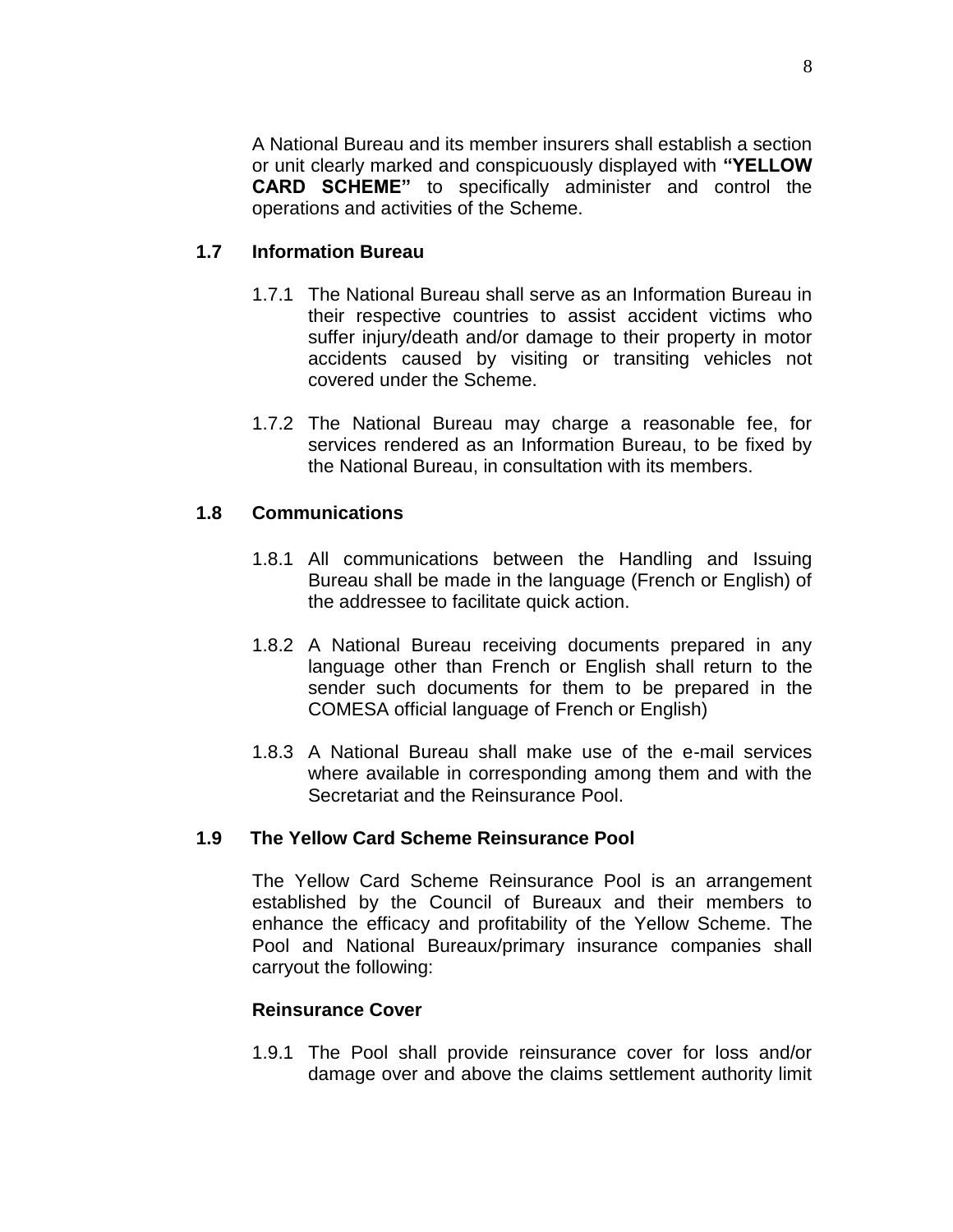A National Bureau and its member insurers shall establish a section or unit clearly marked and conspicuously displayed with **"YELLOW CARD SCHEME"** to specifically administer and control the operations and activities of the Scheme.

### 1.7 Information Bureau

1.7.1 The National Bureau shall serve as an Information Bureau in their respective countries to assist accident victims who suffer injury/death and/or damage to their property in motor accidents caused by visiting or transiting vehicles not covered under the Scheme.

1.7.2 The National Bureau may charge a reasonable fee, for services rendered as an Information Bureau, to be fixed by the National Bureau, in consultation with its members.

### 1.8 Communications

1.8.1 All communications between the Handling and Issuing Bureau shall be made in the language (French or English) of the addressee to facilitate quick action.

1.8.2 A National Bureau receiving documents prepared in any language other than French or English shall return to the sender such documents for them to be prepared in the COMESA official language of French or English)

1.8.3 A National Bureau shall make use of the e-mail services where available in corresponding among them and with the Secretariat and the Reinsurance Pool.

### 1.9 The Yellow Card Scheme Reinsurance Pool

The Yellow Card Scheme Reinsurance Pool is an arrangement established by the Council of Bureaux and their members to enhance the efficacy and profitability of the Yellow Scheme. The Pool and National Bureaux/primary insurance companies shall carryout the following:

**Reinsurance Cover**

1.9.1 The Pool shall provide reinsurance cover for loss and/or damage over and above the claims settlement authority limit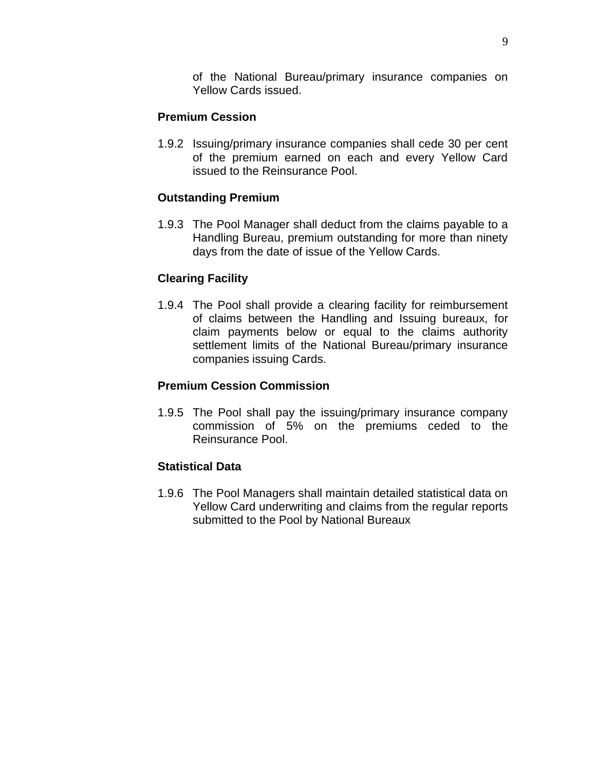of the National Bureau/primary insurance companies on Yellow Cards issued.

**Premium Cession**

1.9.2 Issuing/primary insurance companies shall cede 30 per cent of the premium earned on each and every Yellow Card issued to the Reinsurance Pool.

**Outstanding Premium**

1.9.3 The Pool Manager shall deduct from the claims payable to a Handling Bureau, premium outstanding for more than ninety days from the date of issue of the Yellow Cards.

**Clearing Facility**

1.9.4 The Pool shall provide a clearing facility for reimbursement of claims between the Handling and Issuing bureaux, for claim payments below or equal to the claims authority settlement limits of the National Bureau/primary insurance companies issuing Cards.

**Premium Cession Commission**

1.9.5 The Pool shall pay the issuing/primary insurance company commission of 5% on the premiums ceded to the Reinsurance Pool.

**Statistical Data**

1.9.6 The Pool Managers shall maintain detailed statistical data on Yellow Card underwriting and claims from the regular reports submitted to the Pool by National Bureaux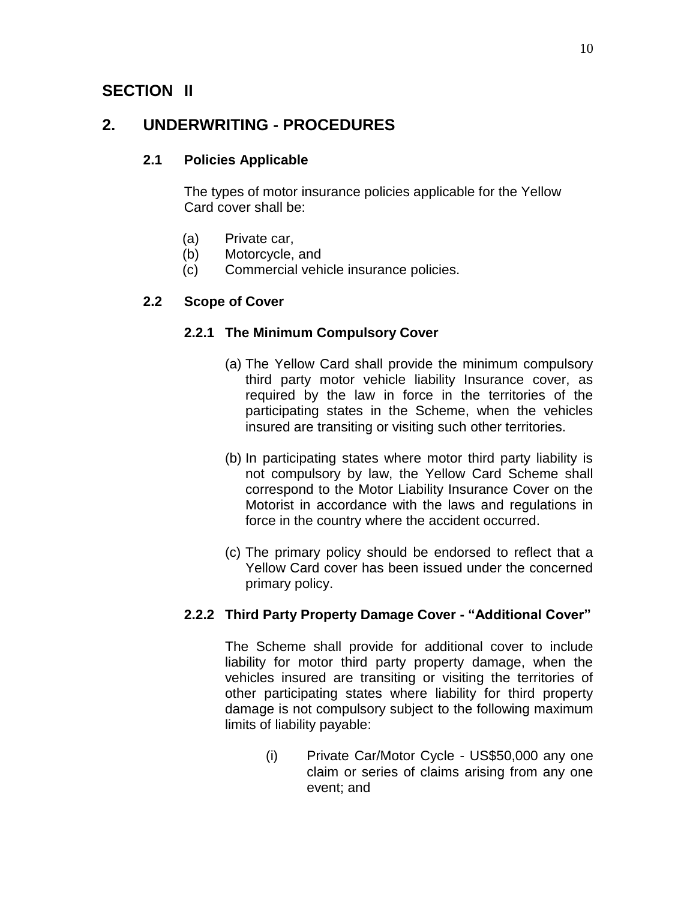# SECTION II

## 2. UNDERWRITING - PROCEDURES

### 2.1 Policies Applicable

The types of motor insurance policies applicable for the Yellow Card cover shall be:

(a) Private car,
(b) Motorcycle, and
(c) Commercial vehicle insurance policies.

### 2.2 Scope of Cover

#### 2.2.1 The Minimum Compulsory Cover

(a) The Yellow Card shall provide the minimum compulsory third party motor vehicle liability Insurance cover, as required by the law in force in the territories of the participating states in the Scheme, when the vehicles insured are transiting or visiting such other territories.

(b) In participating states where motor third party liability is not compulsory by law, the Yellow Card Scheme shall correspond to the Motor Liability Insurance Cover on the Motorist in accordance with the laws and regulations in force in the country where the accident occurred.

(c) The primary policy should be endorsed to reflect that a Yellow Card cover has been issued under the concerned primary policy.

#### 2.2.2 Third Party Property Damage Cover - "Additional Cover"

The Scheme shall provide for additional cover to include liability for motor third party property damage, when the vehicles insured are transiting or visiting the territories of other participating states where liability for third property damage is not compulsory subject to the following maximum limits of liability payable:

(i) Private Car/Motor Cycle - US$50,000 any one claim or series of claims arising from any one event; and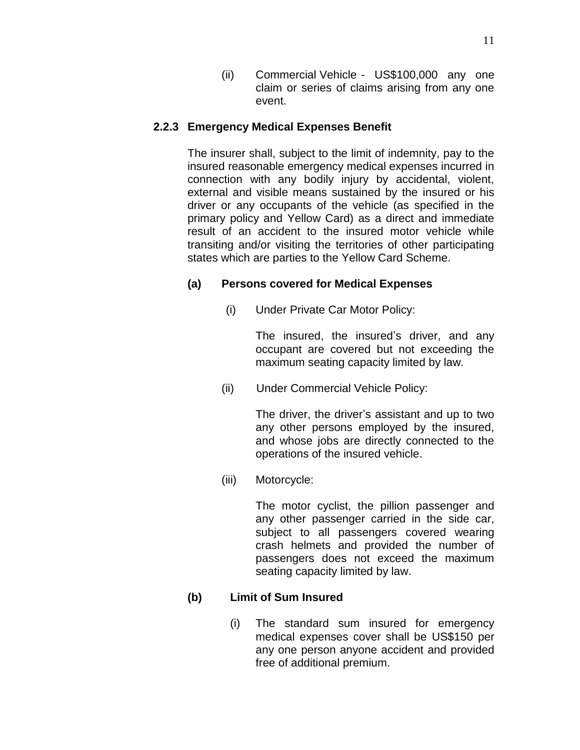(ii) Commercial Vehicle - US$100,000 any one claim or series of claims arising from any one event.

### 2.2.3 Emergency Medical Expenses Benefit

The insurer shall, subject to the limit of indemnity, pay to the insured reasonable emergency medical expenses incurred in connection with any bodily injury by accidental, violent, external and visible means sustained by the insured or his driver or any occupants of the vehicle (as specified in the primary policy and Yellow Card) as a direct and immediate result of an accident to the insured motor vehicle while transiting and/or visiting the territories of other participating states which are parties to the Yellow Card Scheme.

**(a) Persons covered for Medical Expenses**

(i) Under Private Car Motor Policy:

The insured, the insured's driver, and any occupant are covered but not exceeding the maximum seating capacity limited by law.

(ii) Under Commercial Vehicle Policy:

The driver, the driver's assistant and up to two any other persons employed by the insured, and whose jobs are directly connected to the operations of the insured vehicle.

(iii) Motorcycle:

The motor cyclist, the pillion passenger and any other passenger carried in the side car, subject to all passengers covered wearing crash helmets and provided the number of passengers does not exceed the maximum seating capacity limited by law.

**(b) Limit of Sum Insured**

(i) The standard sum insured for emergency medical expenses cover shall be US$150 per any one person anyone accident and provided free of additional premium.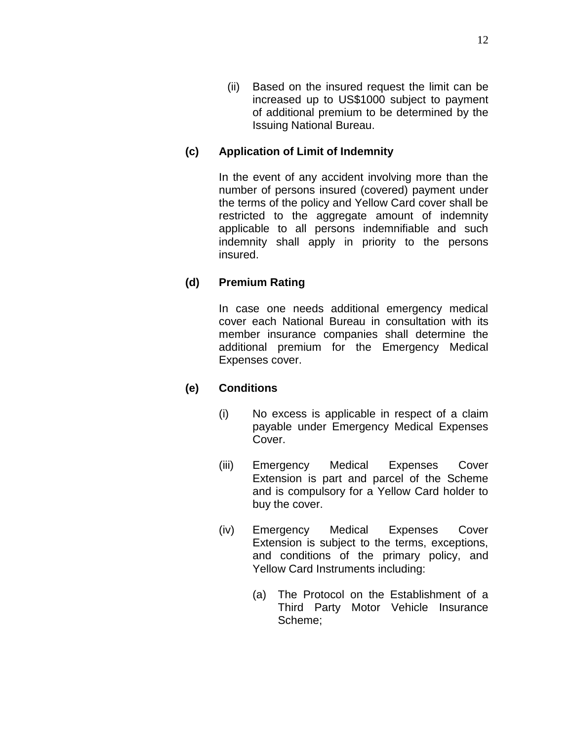(ii) Based on the insured request the limit can be increased up to US$1000 subject to payment of additional premium to be determined by the Issuing National Bureau.

**(c) Application of Limit of Indemnity**

In the event of any accident involving more than the number of persons insured (covered) payment under the terms of the policy and Yellow Card cover shall be restricted to the aggregate amount of indemnity applicable to all persons indemnifiable and such indemnity shall apply in priority to the persons insured.

**(d) Premium Rating**

In case one needs additional emergency medical cover each National Bureau in consultation with its member insurance companies shall determine the additional premium for the Emergency Medical Expenses cover.

**(e) Conditions**

(i) No excess is applicable in respect of a claim payable under Emergency Medical Expenses Cover.

(iii) Emergency Medical Expenses Cover Extension is part and parcel of the Scheme and is compulsory for a Yellow Card holder to buy the cover.

(iv) Emergency Medical Expenses Cover Extension is subject to the terms, exceptions, and conditions of the primary policy, and Yellow Card Instruments including:

(a) The Protocol on the Establishment of a Third Party Motor Vehicle Insurance Scheme;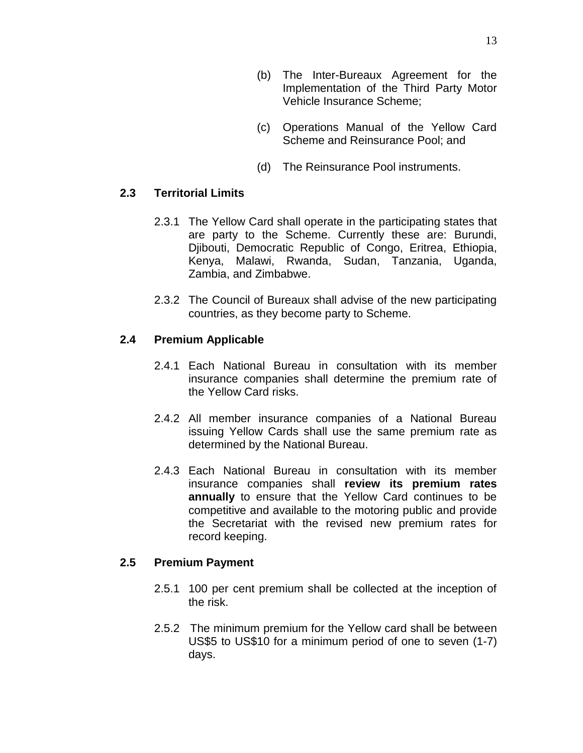(b) The Inter-Bureaux Agreement for the Implementation of the Third Party Motor Vehicle Insurance Scheme;

(c) Operations Manual of the Yellow Card Scheme and Reinsurance Pool; and

(d) The Reinsurance Pool instruments.

### 2.3 Territorial Limits

2.3.1 The Yellow Card shall operate in the participating states that are party to the Scheme. Currently these are: Burundi, Djibouti, Democratic Republic of Congo, Eritrea, Ethiopia, Kenya, Malawi, Rwanda, Sudan, Tanzania, Uganda, Zambia, and Zimbabwe.

2.3.2 The Council of Bureaux shall advise of the new participating countries, as they become party to Scheme.

### 2.4 Premium Applicable

2.4.1 Each National Bureau in consultation with its member insurance companies shall determine the premium rate of the Yellow Card risks.

2.4.2 All member insurance companies of a National Bureau issuing Yellow Cards shall use the same premium rate as determined by the National Bureau.

2.4.3 Each National Bureau in consultation with its member insurance companies shall **review its premium rates annually** to ensure that the Yellow Card continues to be competitive and available to the motoring public and provide the Secretariat with the revised new premium rates for record keeping.

### 2.5 Premium Payment

2.5.1 100 per cent premium shall be collected at the inception of the risk.

2.5.2 The minimum premium for the Yellow card shall be between US$5 to US$10 for a minimum period of one to seven (1-7) days.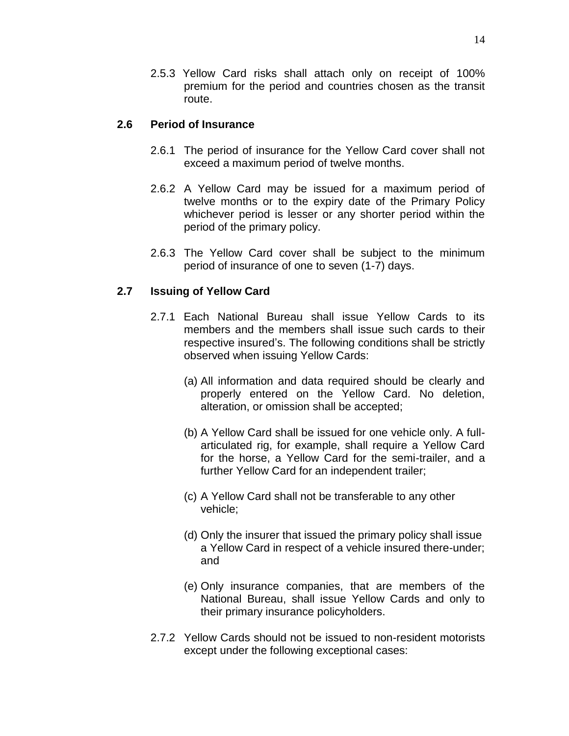2.5.3 Yellow Card risks shall attach only on receipt of 100% premium for the period and countries chosen as the transit route.

## 2.6 Period of Insurance

2.6.1 The period of insurance for the Yellow Card cover shall not exceed a maximum period of twelve months.

2.6.2 A Yellow Card may be issued for a maximum period of twelve months or to the expiry date of the Primary Policy whichever period is lesser or any shorter period within the period of the primary policy.

2.6.3 The Yellow Card cover shall be subject to the minimum period of insurance of one to seven (1-7) days.

## 2.7 Issuing of Yellow Card

2.7.1 Each National Bureau shall issue Yellow Cards to its members and the members shall issue such cards to their respective insured's. The following conditions shall be strictly observed when issuing Yellow Cards:

(a) All information and data required should be clearly and properly entered on the Yellow Card. No deletion, alteration, or omission shall be accepted;

(b) A Yellow Card shall be issued for one vehicle only. A full-articulated rig, for example, shall require a Yellow Card for the horse, a Yellow Card for the semi-trailer, and a further Yellow Card for an independent trailer;

(c) A Yellow Card shall not be transferable to any other vehicle;

(d) Only the insurer that issued the primary policy shall issue a Yellow Card in respect of a vehicle insured there-under; and

(e) Only insurance companies, that are members of the National Bureau, shall issue Yellow Cards and only to their primary insurance policyholders.

2.7.2 Yellow Cards should not be issued to non-resident motorists except under the following exceptional cases: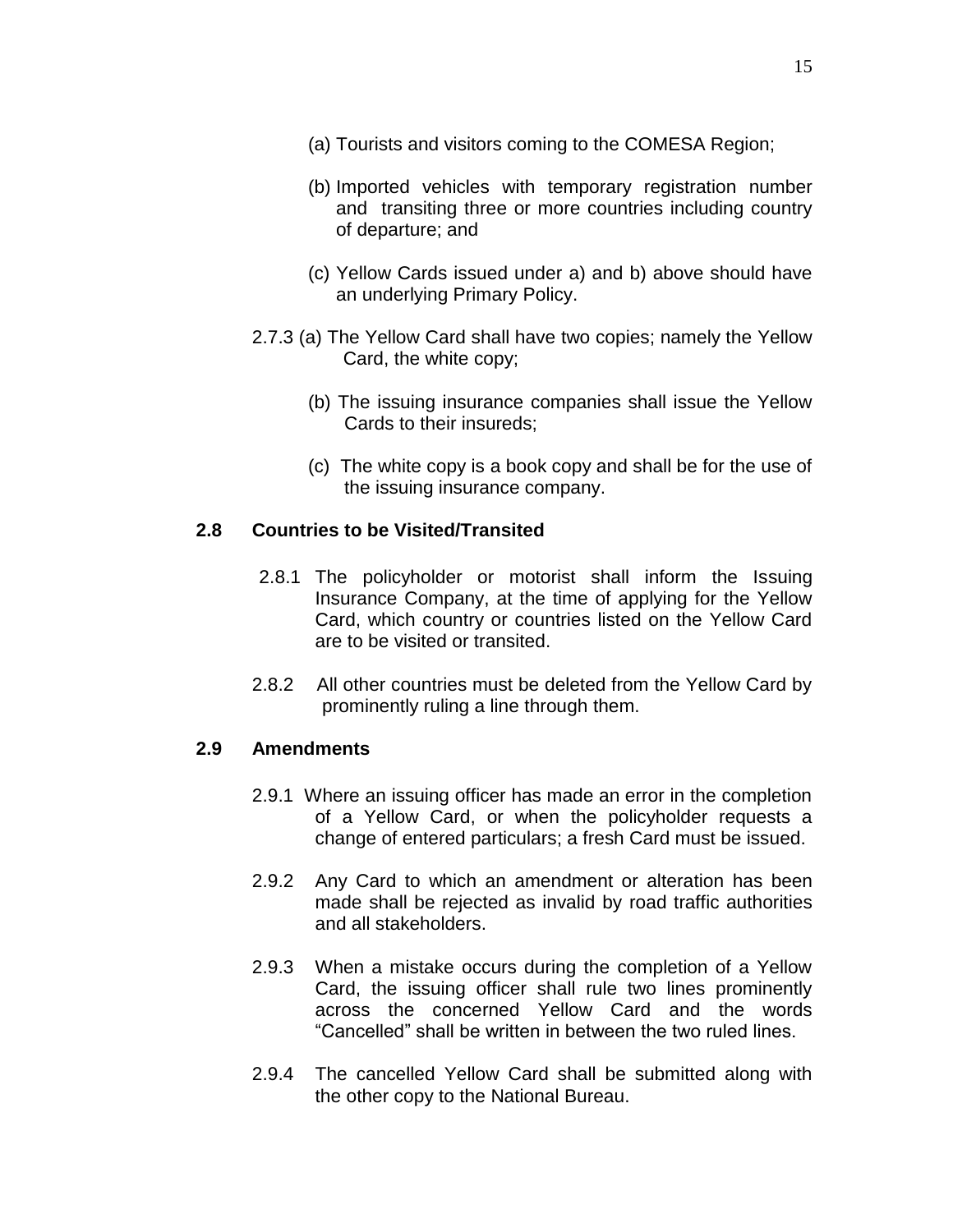(a) Tourists and visitors coming to the COMESA Region;

(b) Imported vehicles with temporary registration number and transiting three or more countries including country of departure; and

(c) Yellow Cards issued under a) and b) above should have an underlying Primary Policy.

2.7.3 (a) The Yellow Card shall have two copies; namely the Yellow Card, the white copy;

(b) The issuing insurance companies shall issue the Yellow Cards to their insureds;

(c) The white copy is a book copy and shall be for the use of the issuing insurance company.

## 2.8 Countries to be Visited/Transited

2.8.1 The policyholder or motorist shall inform the Issuing Insurance Company, at the time of applying for the Yellow Card, which country or countries listed on the Yellow Card are to be visited or transited.

2.8.2 All other countries must be deleted from the Yellow Card by prominently ruling a line through them.

## 2.9 Amendments

2.9.1 Where an issuing officer has made an error in the completion of a Yellow Card, or when the policyholder requests a change of entered particulars; a fresh Card must be issued.

2.9.2 Any Card to which an amendment or alteration has been made shall be rejected as invalid by road traffic authorities and all stakeholders.

2.9.3 When a mistake occurs during the completion of a Yellow Card, the issuing officer shall rule two lines prominently across the concerned Yellow Card and the words "Cancelled" shall be written in between the two ruled lines.

2.9.4 The cancelled Yellow Card shall be submitted along with the other copy to the National Bureau.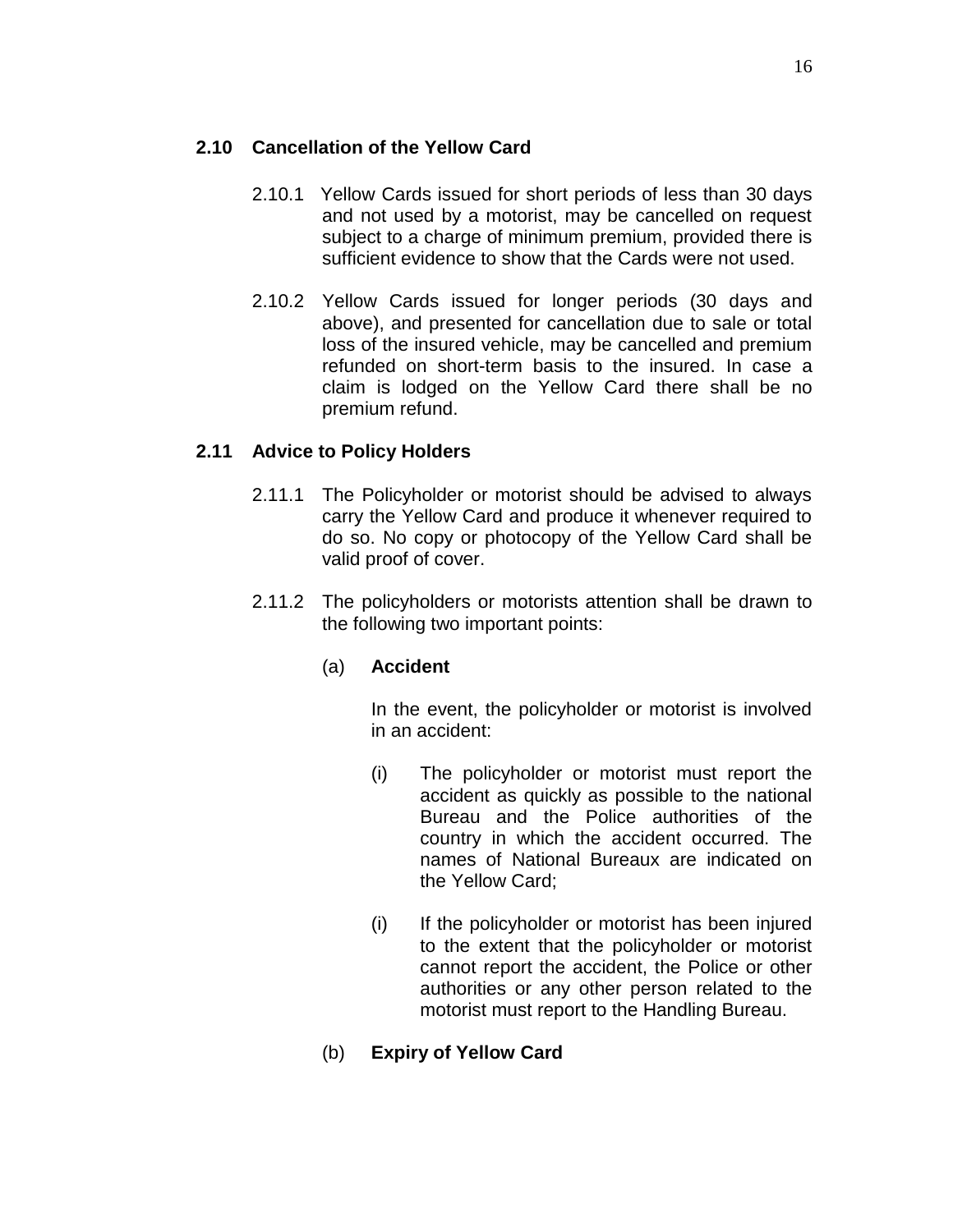## 2.10 Cancellation of the Yellow Card

2.10.1 Yellow Cards issued for short periods of less than 30 days and not used by a motorist, may be cancelled on request subject to a charge of minimum premium, provided there is sufficient evidence to show that the Cards were not used.

2.10.2 Yellow Cards issued for longer periods (30 days and above), and presented for cancellation due to sale or total loss of the insured vehicle, may be cancelled and premium refunded on short-term basis to the insured. In case a claim is lodged on the Yellow Card there shall be no premium refund.

## 2.11 Advice to Policy Holders

2.11.1 The Policyholder or motorist should be advised to always carry the Yellow Card and produce it whenever required to do so. No copy or photocopy of the Yellow Card shall be valid proof of cover.

2.11.2 The policyholders or motorists attention shall be drawn to the following two important points:

(a) **Accident**

In the event, the policyholder or motorist is involved in an accident:

(i) The policyholder or motorist must report the accident as quickly as possible to the national Bureau and the Police authorities of the country in which the accident occurred. The names of National Bureaux are indicated on the Yellow Card;

(i) If the policyholder or motorist has been injured to the extent that the policyholder or motorist cannot report the accident, the Police or other authorities or any other person related to the motorist must report to the Handling Bureau.

(b) **Expiry of Yellow Card**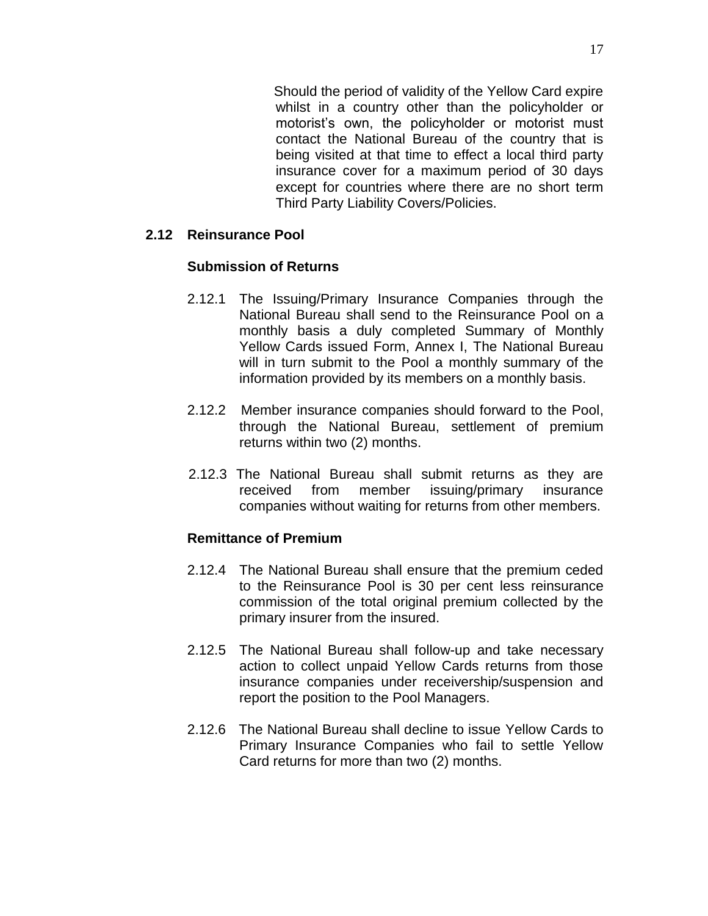Should the period of validity of the Yellow Card expire whilst in a country other than the policyholder or motorist's own, the policyholder or motorist must contact the National Bureau of the country that is being visited at that time to effect a local third party insurance cover for a maximum period of 30 days except for countries where there are no short term Third Party Liability Covers/Policies.

## 2.12 Reinsurance Pool

### Submission of Returns

2.12.1 The Issuing/Primary Insurance Companies through the National Bureau shall send to the Reinsurance Pool on a monthly basis a duly completed Summary of Monthly Yellow Cards issued Form, Annex I, The National Bureau will in turn submit to the Pool a monthly summary of the information provided by its members on a monthly basis.

2.12.2 Member insurance companies should forward to the Pool, through the National Bureau, settlement of premium returns within two (2) months.

2.12.3 The National Bureau shall submit returns as they are received from member issuing/primary insurance companies without waiting for returns from other members.

### Remittance of Premium

2.12.4 The National Bureau shall ensure that the premium ceded to the Reinsurance Pool is 30 per cent less reinsurance commission of the total original premium collected by the primary insurer from the insured.

2.12.5 The National Bureau shall follow-up and take necessary action to collect unpaid Yellow Cards returns from those insurance companies under receivership/suspension and report the position to the Pool Managers.

2.12.6 The National Bureau shall decline to issue Yellow Cards to Primary Insurance Companies who fail to settle Yellow Card returns for more than two (2) months.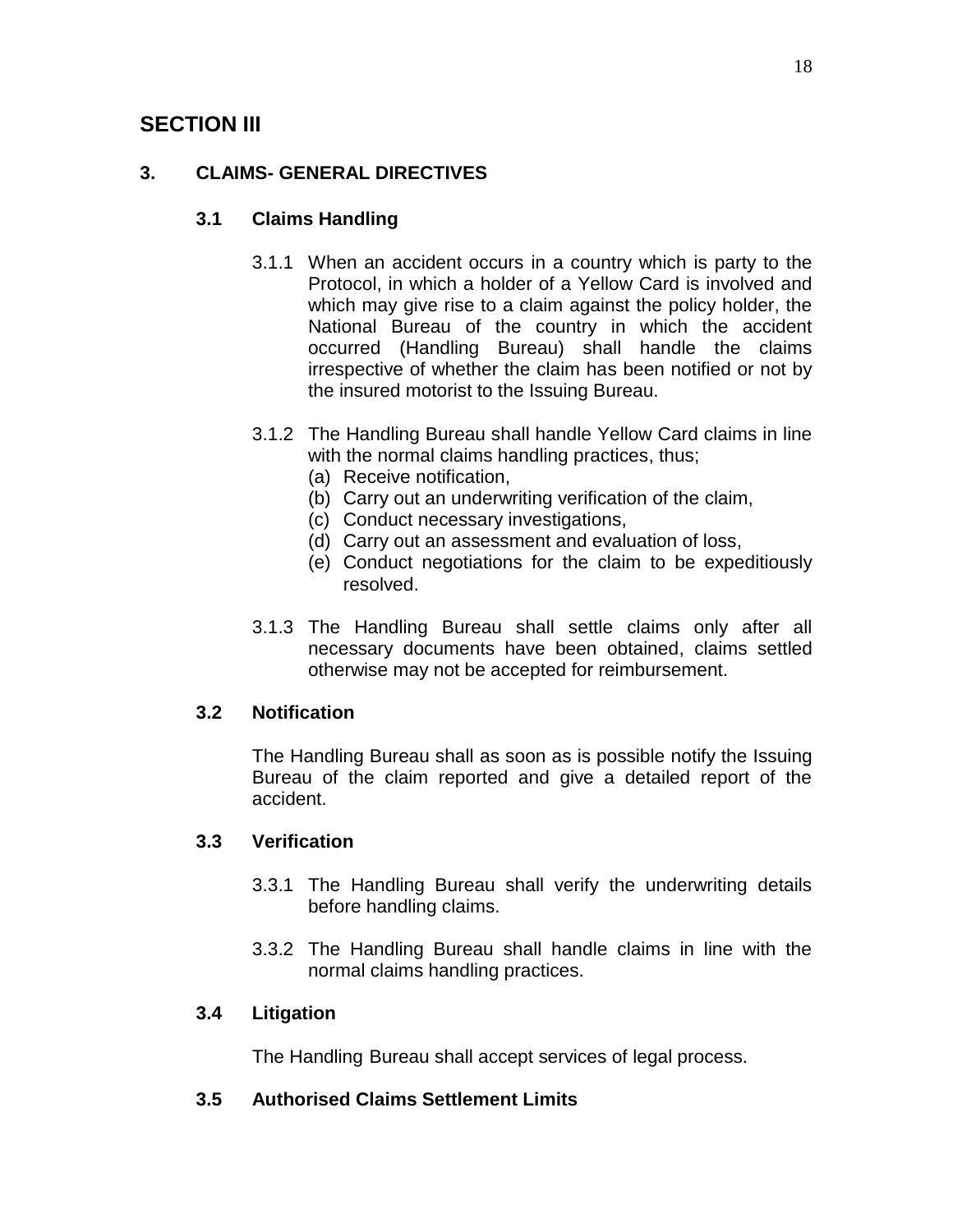# SECTION III

## 3. CLAIMS- GENERAL DIRECTIVES

### 3.1 Claims Handling

3.1.1 When an accident occurs in a country which is party to the Protocol, in which a holder of a Yellow Card is involved and which may give rise to a claim against the policy holder, the National Bureau of the country in which the accident occurred (Handling Bureau) shall handle the claims irrespective of whether the claim has been notified or not by the insured motorist to the Issuing Bureau.

3.1.2 The Handling Bureau shall handle Yellow Card claims in line with the normal claims handling practices, thus;

(a) Receive notification,
(b) Carry out an underwriting verification of the claim,
(c) Conduct necessary investigations,
(d) Carry out an assessment and evaluation of loss,
(e) Conduct negotiations for the claim to be expeditiously resolved.

3.1.3 The Handling Bureau shall settle claims only after all necessary documents have been obtained, claims settled otherwise may not be accepted for reimbursement.

### 3.2 Notification

The Handling Bureau shall as soon as is possible notify the Issuing Bureau of the claim reported and give a detailed report of the accident.

### 3.3 Verification

3.3.1 The Handling Bureau shall verify the underwriting details before handling claims.

3.3.2 The Handling Bureau shall handle claims in line with the normal claims handling practices.

### 3.4 Litigation

The Handling Bureau shall accept services of legal process.

### 3.5 Authorised Claims Settlement Limits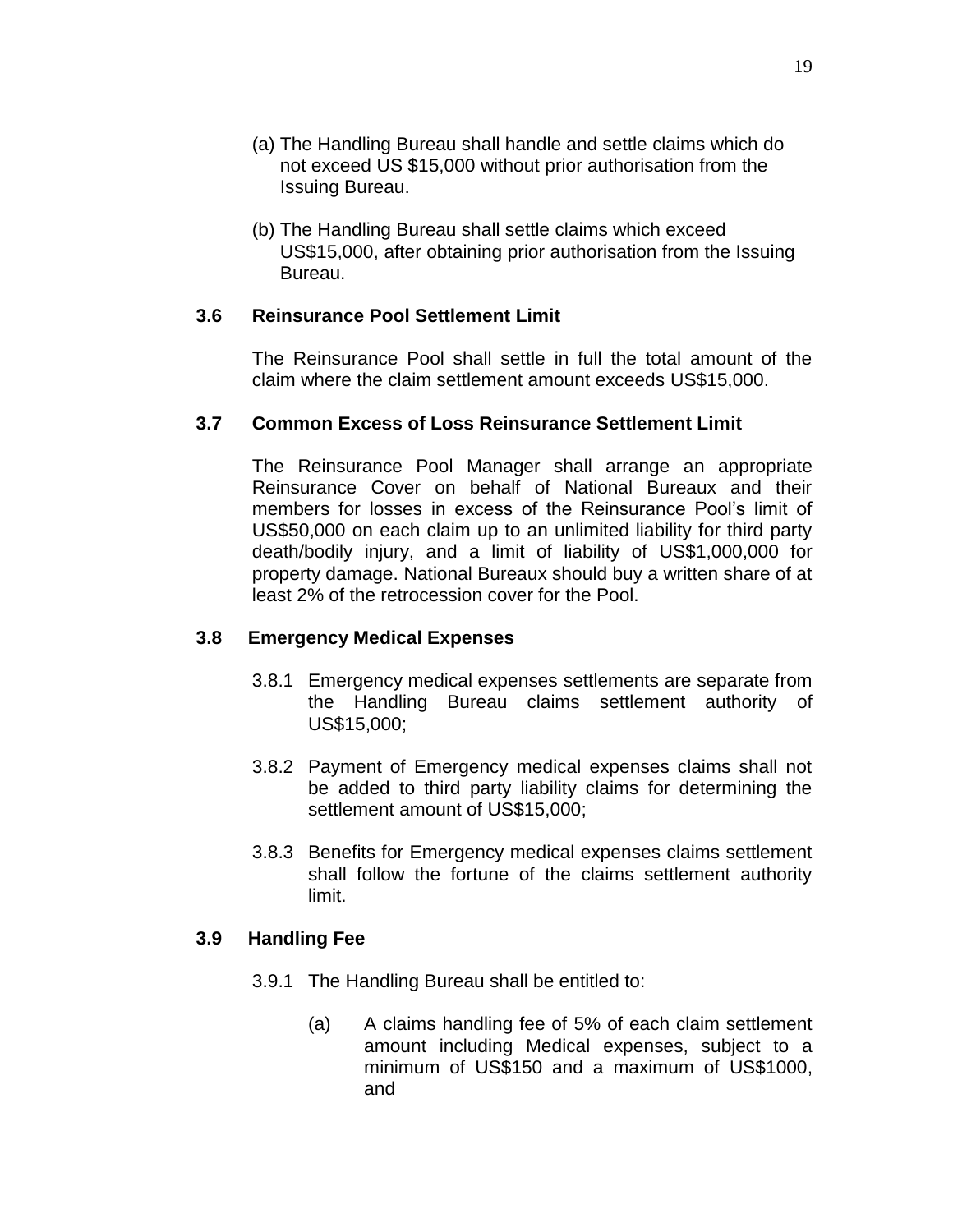(a) The Handling Bureau shall handle and settle claims which do not exceed US $15,000 without prior authorisation from the Issuing Bureau.

(b) The Handling Bureau shall settle claims which exceed US$15,000, after obtaining prior authorisation from the Issuing Bureau.

### 3.6 Reinsurance Pool Settlement Limit

The Reinsurance Pool shall settle in full the total amount of the claim where the claim settlement amount exceeds US$15,000.

### 3.7 Common Excess of Loss Reinsurance Settlement Limit

The Reinsurance Pool Manager shall arrange an appropriate Reinsurance Cover on behalf of National Bureaux and their members for losses in excess of the Reinsurance Pool's limit of US$50,000 on each claim up to an unlimited liability for third party death/bodily injury, and a limit of liability of US$1,000,000 for property damage. National Bureaux should buy a written share of at least 2% of the retrocession cover for the Pool.

### 3.8 Emergency Medical Expenses

3.8.1 Emergency medical expenses settlements are separate from the Handling Bureau claims settlement authority of US$15,000;

3.8.2 Payment of Emergency medical expenses claims shall not be added to third party liability claims for determining the settlement amount of US$15,000;

3.8.3 Benefits for Emergency medical expenses claims settlement shall follow the fortune of the claims settlement authority limit.

### 3.9 Handling Fee

3.9.1 The Handling Bureau shall be entitled to:

(a) A claims handling fee of 5% of each claim settlement amount including Medical expenses, subject to a minimum of US$150 and a maximum of US$1000, and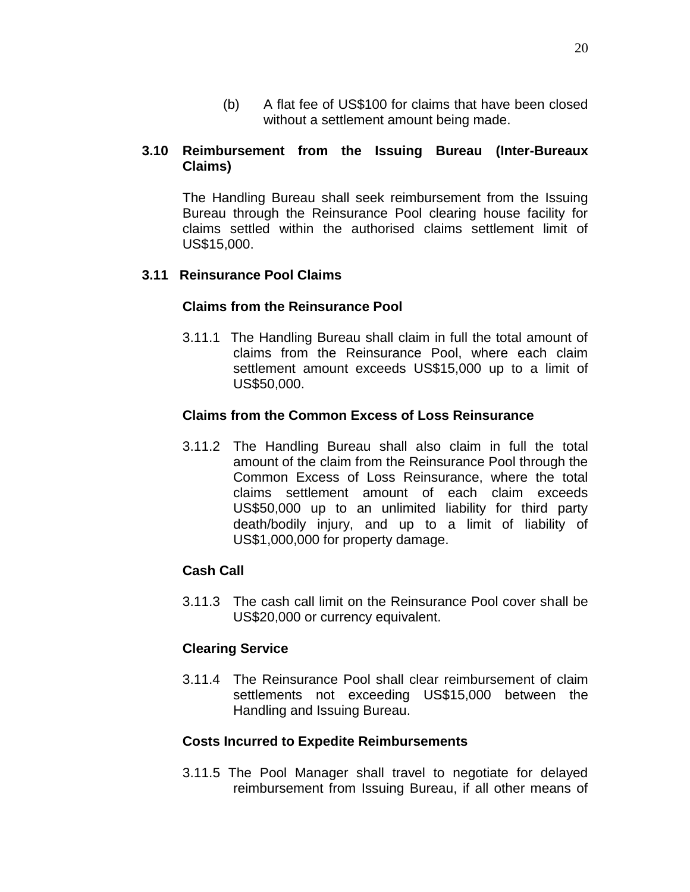(b) A flat fee of US$100 for claims that have been closed without a settlement amount being made.

### 3.10 Reimbursement from the Issuing Bureau (Inter-Bureaux Claims)

The Handling Bureau shall seek reimbursement from the Issuing Bureau through the Reinsurance Pool clearing house facility for claims settled within the authorised claims settlement limit of US$15,000.

### 3.11 Reinsurance Pool Claims

**Claims from the Reinsurance Pool**

3.11.1 The Handling Bureau shall claim in full the total amount of claims from the Reinsurance Pool, where each claim settlement amount exceeds US$15,000 up to a limit of US$50,000.

**Claims from the Common Excess of Loss Reinsurance**

3.11.2 The Handling Bureau shall also claim in full the total amount of the claim from the Reinsurance Pool through the Common Excess of Loss Reinsurance, where the total claims settlement amount of each claim exceeds US$50,000 up to an unlimited liability for third party death/bodily injury, and up to a limit of liability of US$1,000,000 for property damage.

**Cash Call**

3.11.3 The cash call limit on the Reinsurance Pool cover shall be US$20,000 or currency equivalent.

**Clearing Service**

3.11.4 The Reinsurance Pool shall clear reimbursement of claim settlements not exceeding US$15,000 between the Handling and Issuing Bureau.

**Costs Incurred to Expedite Reimbursements**

3.11.5 The Pool Manager shall travel to negotiate for delayed reimbursement from Issuing Bureau, if all other means of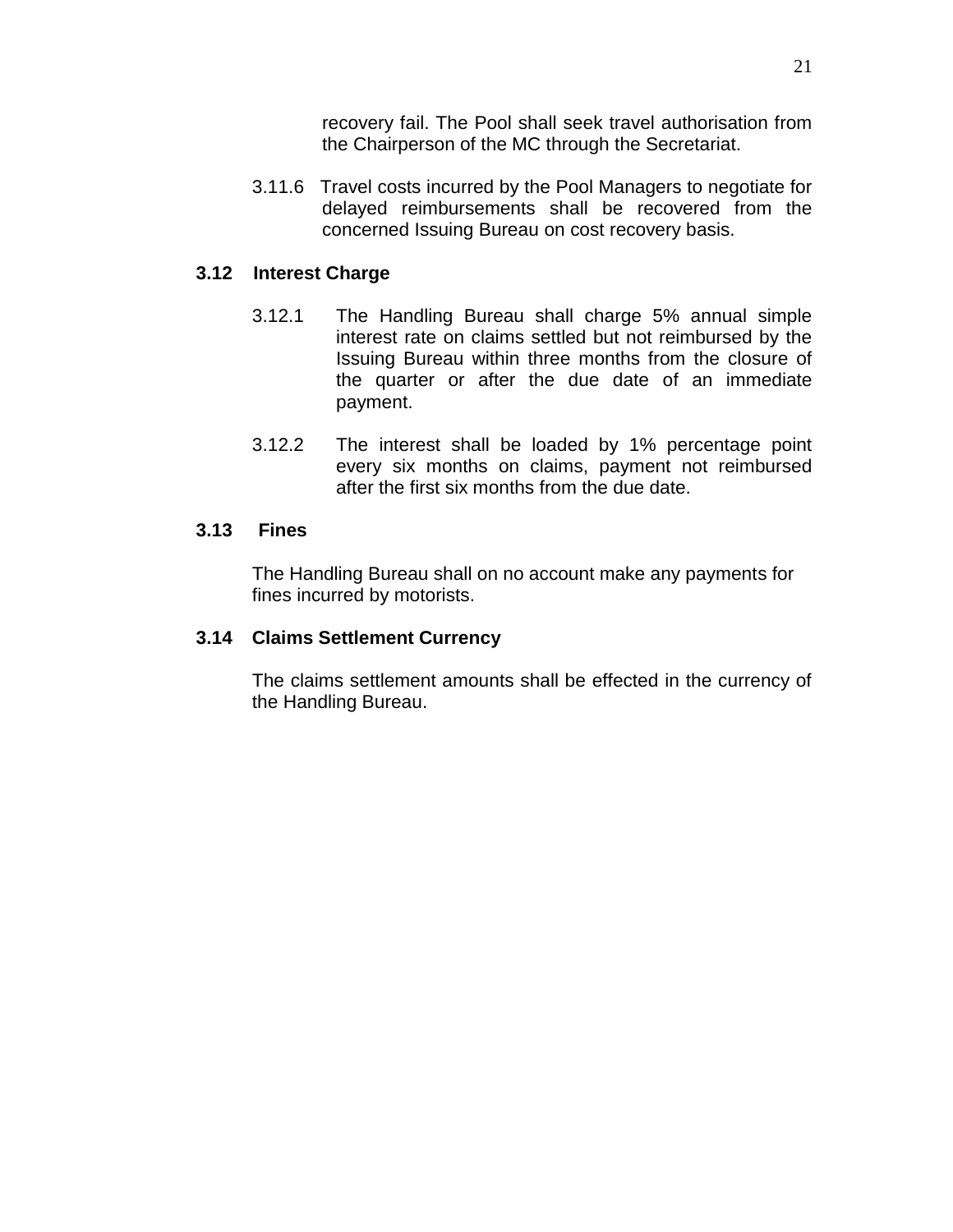recovery fail. The Pool shall seek travel authorisation from the Chairperson of the MC through the Secretariat.

3.11.6 Travel costs incurred by the Pool Managers to negotiate for delayed reimbursements shall be recovered from the concerned Issuing Bureau on cost recovery basis.

### 3.12 Interest Charge

3.12.1 The Handling Bureau shall charge 5% annual simple interest rate on claims settled but not reimbursed by the Issuing Bureau within three months from the closure of the quarter or after the due date of an immediate payment.

3.12.2 The interest shall be loaded by 1% percentage point every six months on claims, payment not reimbursed after the first six months from the due date.

### 3.13 Fines

The Handling Bureau shall on no account make any payments for fines incurred by motorists.

### 3.14 Claims Settlement Currency

The claims settlement amounts shall be effected in the currency of the Handling Bureau.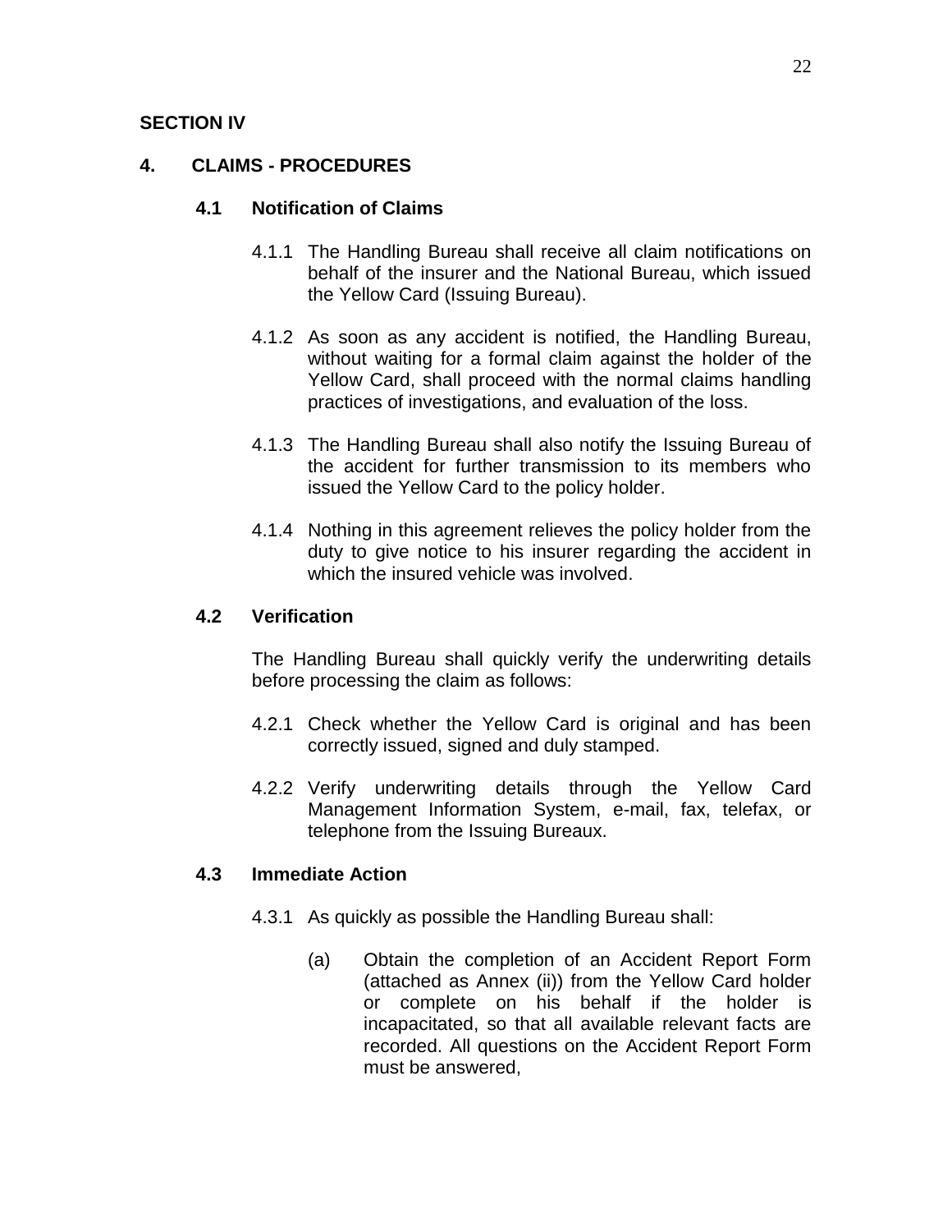## SECTION IV

## 4. CLAIMS - PROCEDURES

### 4.1 Notification of Claims

4.1.1 The Handling Bureau shall receive all claim notifications on behalf of the insurer and the National Bureau, which issued the Yellow Card (Issuing Bureau).

4.1.2 As soon as any accident is notified, the Handling Bureau, without waiting for a formal claim against the holder of the Yellow Card, shall proceed with the normal claims handling practices of investigations, and evaluation of the loss.

4.1.3 The Handling Bureau shall also notify the Issuing Bureau of the accident for further transmission to its members who issued the Yellow Card to the policy holder.

4.1.4 Nothing in this agreement relieves the policy holder from the duty to give notice to his insurer regarding the accident in which the insured vehicle was involved.

### 4.2 Verification

The Handling Bureau shall quickly verify the underwriting details before processing the claim as follows:

4.2.1 Check whether the Yellow Card is original and has been correctly issued, signed and duly stamped.

4.2.2 Verify underwriting details through the Yellow Card Management Information System, e-mail, fax, telefax, or telephone from the Issuing Bureaux.

### 4.3 Immediate Action

4.3.1 As quickly as possible the Handling Bureau shall:

(a) Obtain the completion of an Accident Report Form (attached as Annex (ii)) from the Yellow Card holder or complete on his behalf if the holder is incapacitated, so that all available relevant facts are recorded. All questions on the Accident Report Form must be answered,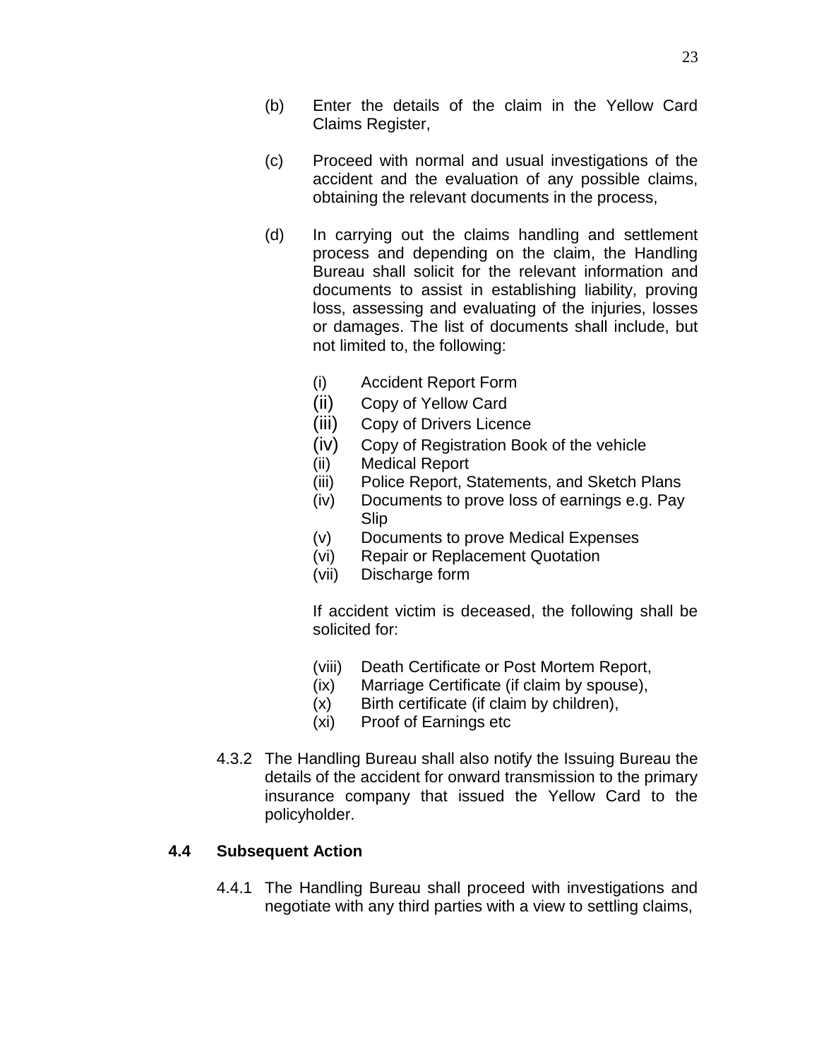(b) Enter the details of the claim in the Yellow Card Claims Register,

(c) Proceed with normal and usual investigations of the accident and the evaluation of any possible claims, obtaining the relevant documents in the process,

(d) In carrying out the claims handling and settlement process and depending on the claim, the Handling Bureau shall solicit for the relevant information and documents to assist in establishing liability, proving loss, assessing and evaluating of the injuries, losses or damages. The list of documents shall include, but not limited to, the following:

   (i) Accident Report Form
   (ii) Copy of Yellow Card
   (iii) Copy of Drivers Licence
   (iv) Copy of Registration Book of the vehicle
   (ii) Medical Report
   (iii) Police Report, Statements, and Sketch Plans
   (iv) Documents to prove loss of earnings e.g. Pay Slip
   (v) Documents to prove Medical Expenses
   (vi) Repair or Replacement Quotation
   (vii) Discharge form

   If accident victim is deceased, the following shall be solicited for:

   (viii) Death Certificate or Post Mortem Report,
   (ix) Marriage Certificate (if claim by spouse),
   (x) Birth certificate (if claim by children),
   (xi) Proof of Earnings etc

4.3.2 The Handling Bureau shall also notify the Issuing Bureau the details of the accident for onward transmission to the primary insurance company that issued the Yellow Card to the policyholder.

## 4.4 Subsequent Action

4.4.1 The Handling Bureau shall proceed with investigations and negotiate with any third parties with a view to settling claims,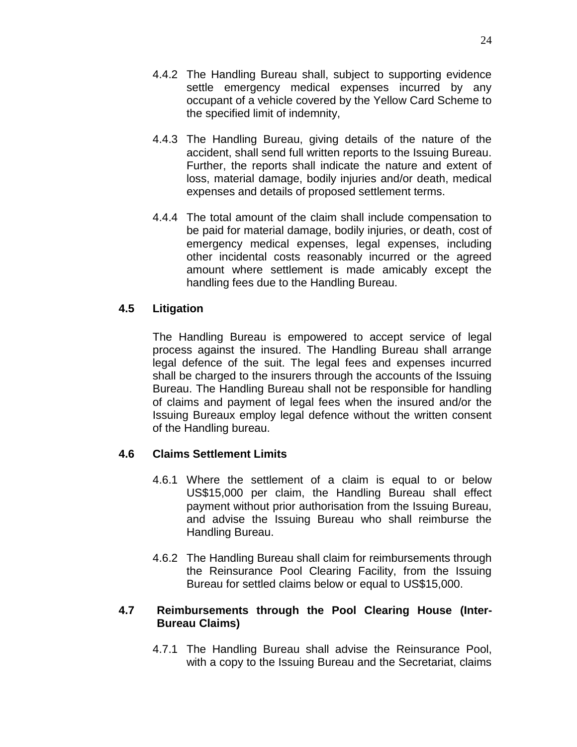4.4.2 The Handling Bureau shall, subject to supporting evidence settle emergency medical expenses incurred by any occupant of a vehicle covered by the Yellow Card Scheme to the specified limit of indemnity,

4.4.3 The Handling Bureau, giving details of the nature of the accident, shall send full written reports to the Issuing Bureau. Further, the reports shall indicate the nature and extent of loss, material damage, bodily injuries and/or death, medical expenses and details of proposed settlement terms.

4.4.4 The total amount of the claim shall include compensation to be paid for material damage, bodily injuries, or death, cost of emergency medical expenses, legal expenses, including other incidental costs reasonably incurred or the agreed amount where settlement is made amicably except the handling fees due to the Handling Bureau.

### 4.5 Litigation

The Handling Bureau is empowered to accept service of legal process against the insured. The Handling Bureau shall arrange legal defence of the suit. The legal fees and expenses incurred shall be charged to the insurers through the accounts of the Issuing Bureau. The Handling Bureau shall not be responsible for handling of claims and payment of legal fees when the insured and/or the Issuing Bureaux employ legal defence without the written consent of the Handling bureau.

### 4.6 Claims Settlement Limits

4.6.1 Where the settlement of a claim is equal to or below US$15,000 per claim, the Handling Bureau shall effect payment without prior authorisation from the Issuing Bureau, and advise the Issuing Bureau who shall reimburse the Handling Bureau.

4.6.2 The Handling Bureau shall claim for reimbursements through the Reinsurance Pool Clearing Facility, from the Issuing Bureau for settled claims below or equal to US$15,000.

### 4.7 Reimbursements through the Pool Clearing House (Inter-Bureau Claims)

4.7.1 The Handling Bureau shall advise the Reinsurance Pool, with a copy to the Issuing Bureau and the Secretariat, claims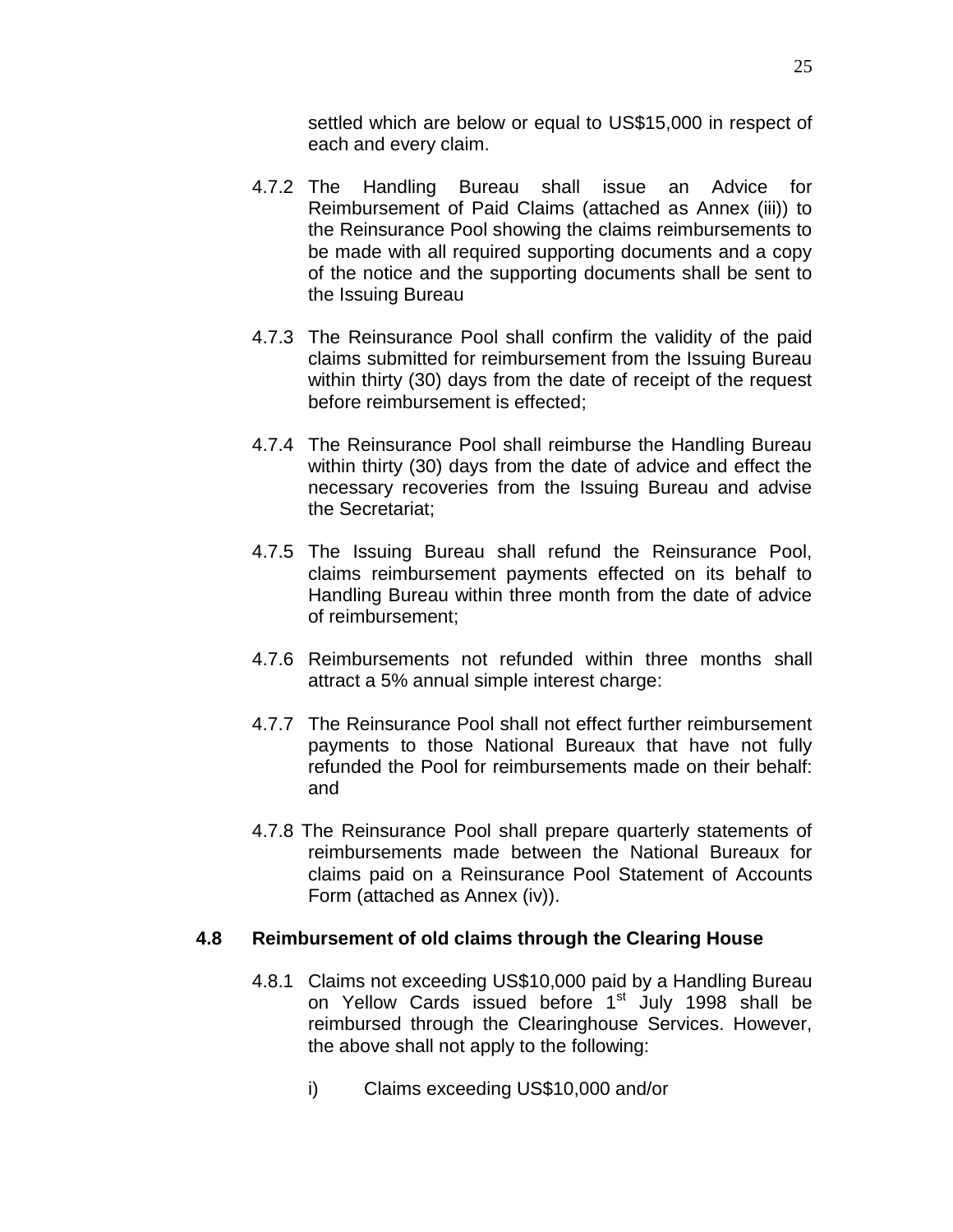settled which are below or equal to US$15,000 in respect of each and every claim.

4.7.2 The Handling Bureau shall issue an Advice for Reimbursement of Paid Claims (attached as Annex (iii)) to the Reinsurance Pool showing the claims reimbursements to be made with all required supporting documents and a copy of the notice and the supporting documents shall be sent to the Issuing Bureau

4.7.3 The Reinsurance Pool shall confirm the validity of the paid claims submitted for reimbursement from the Issuing Bureau within thirty (30) days from the date of receipt of the request before reimbursement is effected;

4.7.4 The Reinsurance Pool shall reimburse the Handling Bureau within thirty (30) days from the date of advice and effect the necessary recoveries from the Issuing Bureau and advise the Secretariat;

4.7.5 The Issuing Bureau shall refund the Reinsurance Pool, claims reimbursement payments effected on its behalf to Handling Bureau within three month from the date of advice of reimbursement;

4.7.6 Reimbursements not refunded within three months shall attract a 5% annual simple interest charge:

4.7.7 The Reinsurance Pool shall not effect further reimbursement payments to those National Bureaux that have not fully refunded the Pool for reimbursements made on their behalf: and

4.7.8 The Reinsurance Pool shall prepare quarterly statements of reimbursements made between the National Bureaux for claims paid on a Reinsurance Pool Statement of Accounts Form (attached as Annex (iv)).

### 4.8 Reimbursement of old claims through the Clearing House

4.8.1 Claims not exceeding US$10,000 paid by a Handling Bureau on Yellow Cards issued before 1st July 1998 shall be reimbursed through the Clearinghouse Services. However, the above shall not apply to the following:

i) Claims exceeding US$10,000 and/or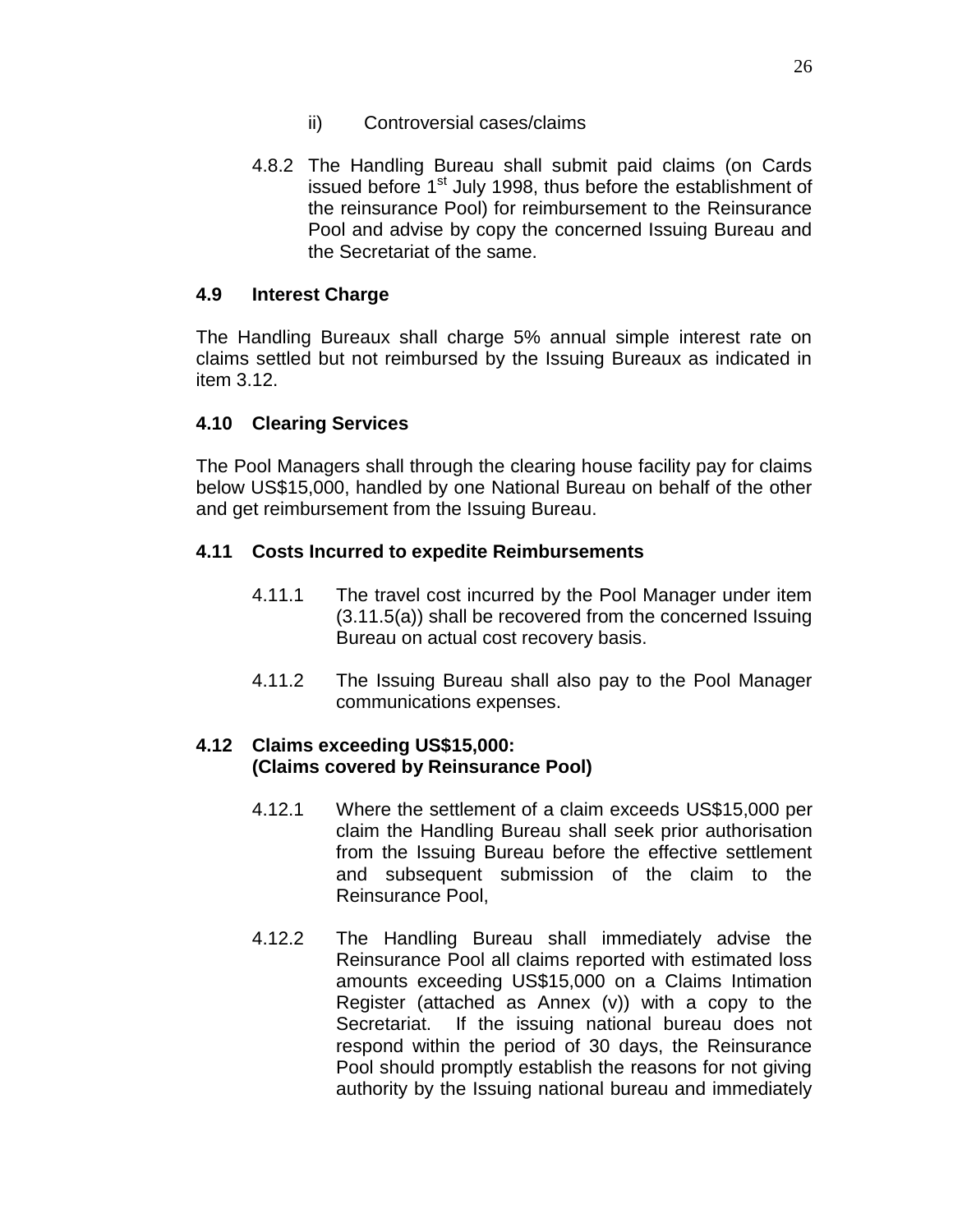ii) Controversial cases/claims

4.8.2 The Handling Bureau shall submit paid claims (on Cards issued before 1st July 1998, thus before the establishment of the reinsurance Pool) for reimbursement to the Reinsurance Pool and advise by copy the concerned Issuing Bureau and the Secretariat of the same.

### 4.9 Interest Charge

The Handling Bureaux shall charge 5% annual simple interest rate on claims settled but not reimbursed by the Issuing Bureaux as indicated in item 3.12.

### 4.10 Clearing Services

The Pool Managers shall through the clearing house facility pay for claims below US$15,000, handled by one National Bureau on behalf of the other and get reimbursement from the Issuing Bureau.

### 4.11 Costs Incurred to expedite Reimbursements

4.11.1 The travel cost incurred by the Pool Manager under item (3.11.5(a)) shall be recovered from the concerned Issuing Bureau on actual cost recovery basis.

4.11.2 The Issuing Bureau shall also pay to the Pool Manager communications expenses.

### 4.12 Claims exceeding US$15,000: (Claims covered by Reinsurance Pool)

4.12.1 Where the settlement of a claim exceeds US$15,000 per claim the Handling Bureau shall seek prior authorisation from the Issuing Bureau before the effective settlement and subsequent submission of the claim to the Reinsurance Pool,

4.12.2 The Handling Bureau shall immediately advise the Reinsurance Pool all claims reported with estimated loss amounts exceeding US$15,000 on a Claims Intimation Register (attached as Annex (v)) with a copy to the Secretariat. If the issuing national bureau does not respond within the period of 30 days, the Reinsurance Pool should promptly establish the reasons for not giving authority by the Issuing national bureau and immediately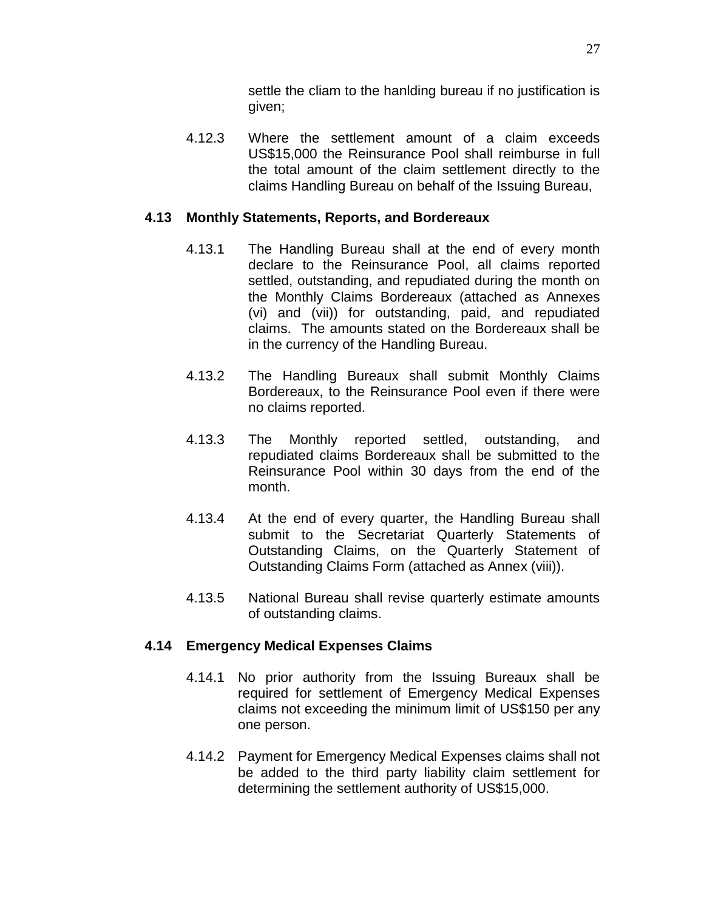settle the cliam to the hanlding bureau if no justification is given;

4.12.3 Where the settlement amount of a claim exceeds US$15,000 the Reinsurance Pool shall reimburse in full the total amount of the claim settlement directly to the claims Handling Bureau on behalf of the Issuing Bureau,

### 4.13 Monthly Statements, Reports, and Bordereaux

4.13.1 The Handling Bureau shall at the end of every month declare to the Reinsurance Pool, all claims reported settled, outstanding, and repudiated during the month on the Monthly Claims Bordereaux (attached as Annexes (vi) and (vii)) for outstanding, paid, and repudiated claims. The amounts stated on the Bordereaux shall be in the currency of the Handling Bureau.

4.13.2 The Handling Bureaux shall submit Monthly Claims Bordereaux, to the Reinsurance Pool even if there were no claims reported.

4.13.3 The Monthly reported settled, outstanding, and repudiated claims Bordereaux shall be submitted to the Reinsurance Pool within 30 days from the end of the month.

4.13.4 At the end of every quarter, the Handling Bureau shall submit to the Secretariat Quarterly Statements of Outstanding Claims, on the Quarterly Statement of Outstanding Claims Form (attached as Annex (viii)).

4.13.5 National Bureau shall revise quarterly estimate amounts of outstanding claims.

### 4.14 Emergency Medical Expenses Claims

4.14.1 No prior authority from the Issuing Bureaux shall be required for settlement of Emergency Medical Expenses claims not exceeding the minimum limit of US$150 per any one person.

4.14.2 Payment for Emergency Medical Expenses claims shall not be added to the third party liability claim settlement for determining the settlement authority of US$15,000.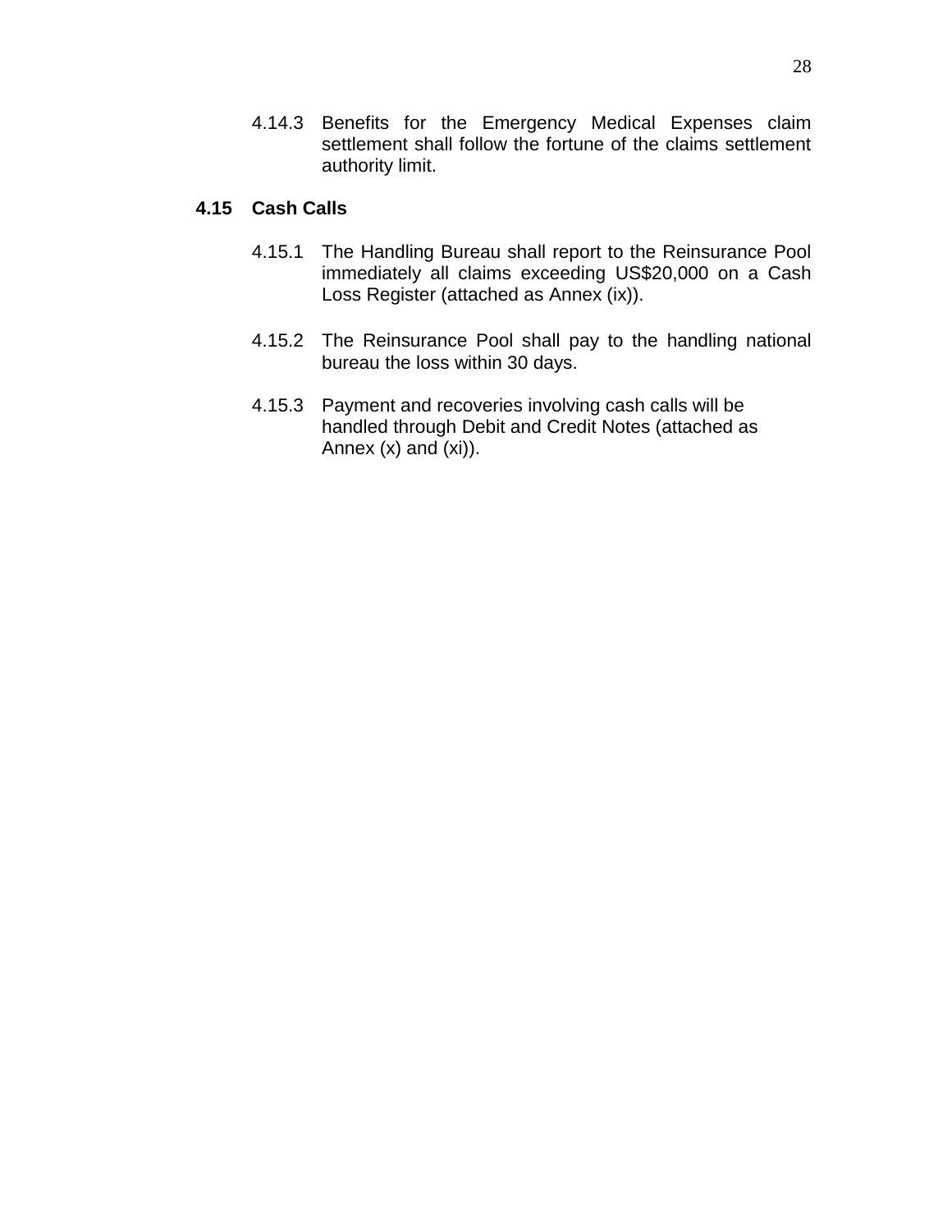4.14.3 Benefits for the Emergency Medical Expenses claim settlement shall follow the fortune of the claims settlement authority limit.

## 4.15 Cash Calls

4.15.1 The Handling Bureau shall report to the Reinsurance Pool immediately all claims exceeding US$20,000 on a Cash Loss Register (attached as Annex (ix)).

4.15.2 The Reinsurance Pool shall pay to the handling national bureau the loss within 30 days.

4.15.3 Payment and recoveries involving cash calls will be handled through Debit and Credit Notes (attached as Annex (x) and (xi)).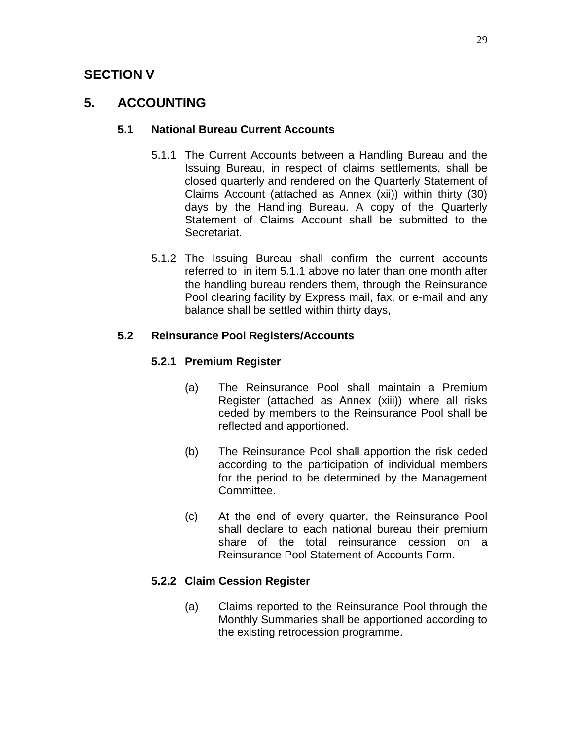# SECTION V

## 5. ACCOUNTING

### 5.1 National Bureau Current Accounts

5.1.1 The Current Accounts between a Handling Bureau and the Issuing Bureau, in respect of claims settlements, shall be closed quarterly and rendered on the Quarterly Statement of Claims Account (attached as Annex (xii)) within thirty (30) days by the Handling Bureau. A copy of the Quarterly Statement of Claims Account shall be submitted to the Secretariat.

5.1.2 The Issuing Bureau shall confirm the current accounts referred to in item 5.1.1 above no later than one month after the handling bureau renders them, through the Reinsurance Pool clearing facility by Express mail, fax, or e-mail and any balance shall be settled within thirty days,

### 5.2 Reinsurance Pool Registers/Accounts

#### 5.2.1 Premium Register

(a) The Reinsurance Pool shall maintain a Premium Register (attached as Annex (xiii)) where all risks ceded by members to the Reinsurance Pool shall be reflected and apportioned.

(b) The Reinsurance Pool shall apportion the risk ceded according to the participation of individual members for the period to be determined by the Management Committee.

(c) At the end of every quarter, the Reinsurance Pool shall declare to each national bureau their premium share of the total reinsurance cession on a Reinsurance Pool Statement of Accounts Form.

#### 5.2.2 Claim Cession Register

(a) Claims reported to the Reinsurance Pool through the Monthly Summaries shall be apportioned according to the existing retrocession programme.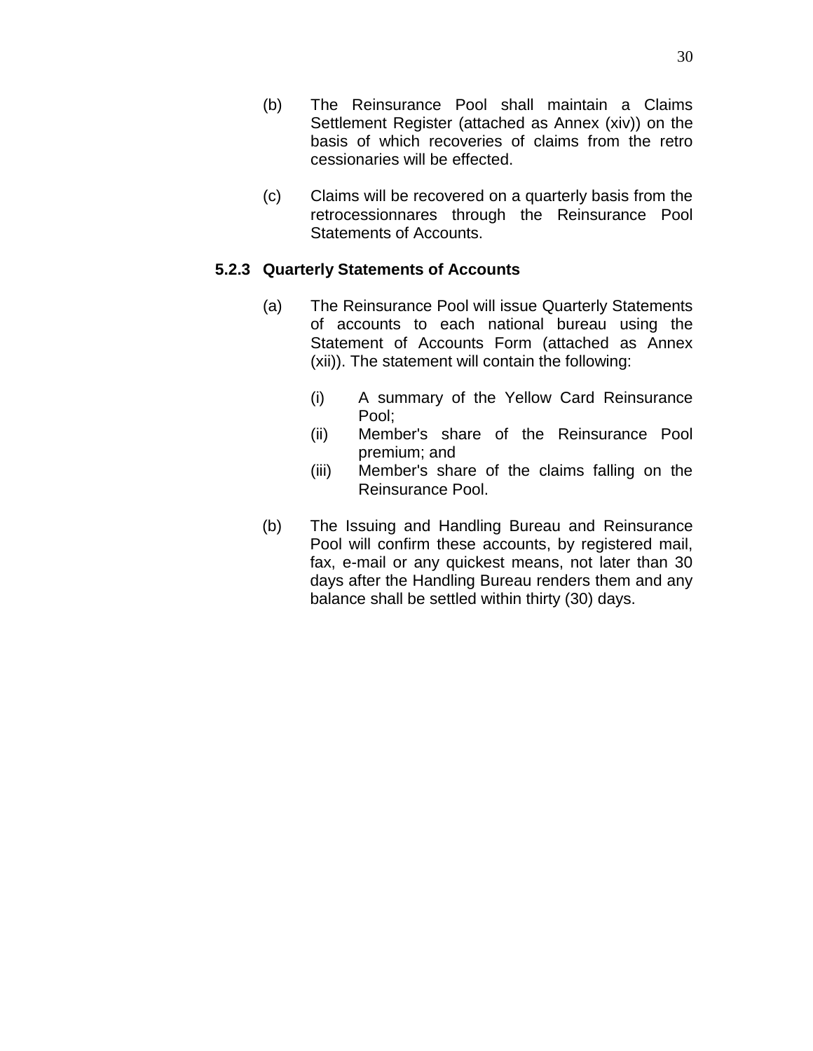(b) The Reinsurance Pool shall maintain a Claims Settlement Register (attached as Annex (xiv)) on the basis of which recoveries of claims from the retro cessionaries will be effected.

(c) Claims will be recovered on a quarterly basis from the retrocessionnares through the Reinsurance Pool Statements of Accounts.

**5.2.3 Quarterly Statements of Accounts**

(a) The Reinsurance Pool will issue Quarterly Statements of accounts to each national bureau using the Statement of Accounts Form (attached as Annex (xii)). The statement will contain the following:

- (i) A summary of the Yellow Card Reinsurance Pool;
- (ii) Member's share of the Reinsurance Pool premium; and
- (iii) Member's share of the claims falling on the Reinsurance Pool.

(b) The Issuing and Handling Bureau and Reinsurance Pool will confirm these accounts, by registered mail, fax, e-mail or any quickest means, not later than 30 days after the Handling Bureau renders them and any balance shall be settled within thirty (30) days.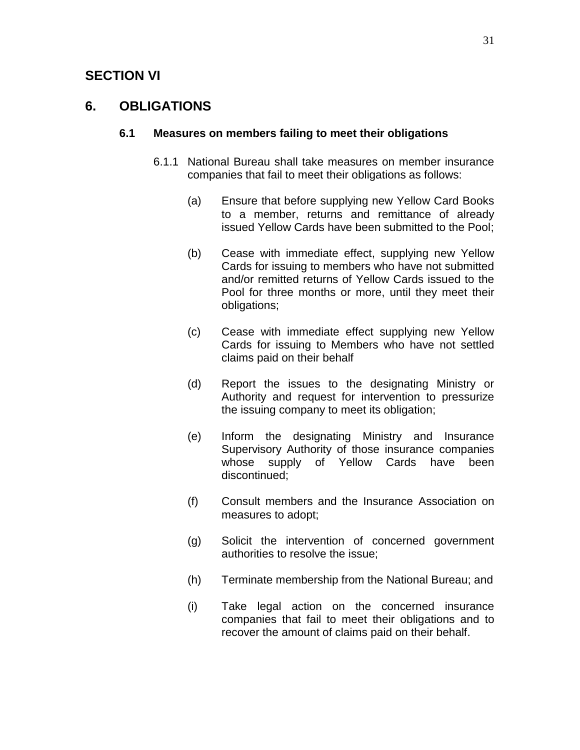# SECTION VI

# 6. OBLIGATIONS

### 6.1 Measures on members failing to meet their obligations

6.1.1 National Bureau shall take measures on member insurance companies that fail to meet their obligations as follows:

(a) Ensure that before supplying new Yellow Card Books to a member, returns and remittance of already issued Yellow Cards have been submitted to the Pool;

(b) Cease with immediate effect, supplying new Yellow Cards for issuing to members who have not submitted and/or remitted returns of Yellow Cards issued to the Pool for three months or more, until they meet their obligations;

(c) Cease with immediate effect supplying new Yellow Cards for issuing to Members who have not settled claims paid on their behalf

(d) Report the issues to the designating Ministry or Authority and request for intervention to pressurize the issuing company to meet its obligation;

(e) Inform the designating Ministry and Insurance Supervisory Authority of those insurance companies whose supply of Yellow Cards have been discontinued;

(f) Consult members and the Insurance Association on measures to adopt;

(g) Solicit the intervention of concerned government authorities to resolve the issue;

(h) Terminate membership from the National Bureau; and

(i) Take legal action on the concerned insurance companies that fail to meet their obligations and to recover the amount of claims paid on their behalf.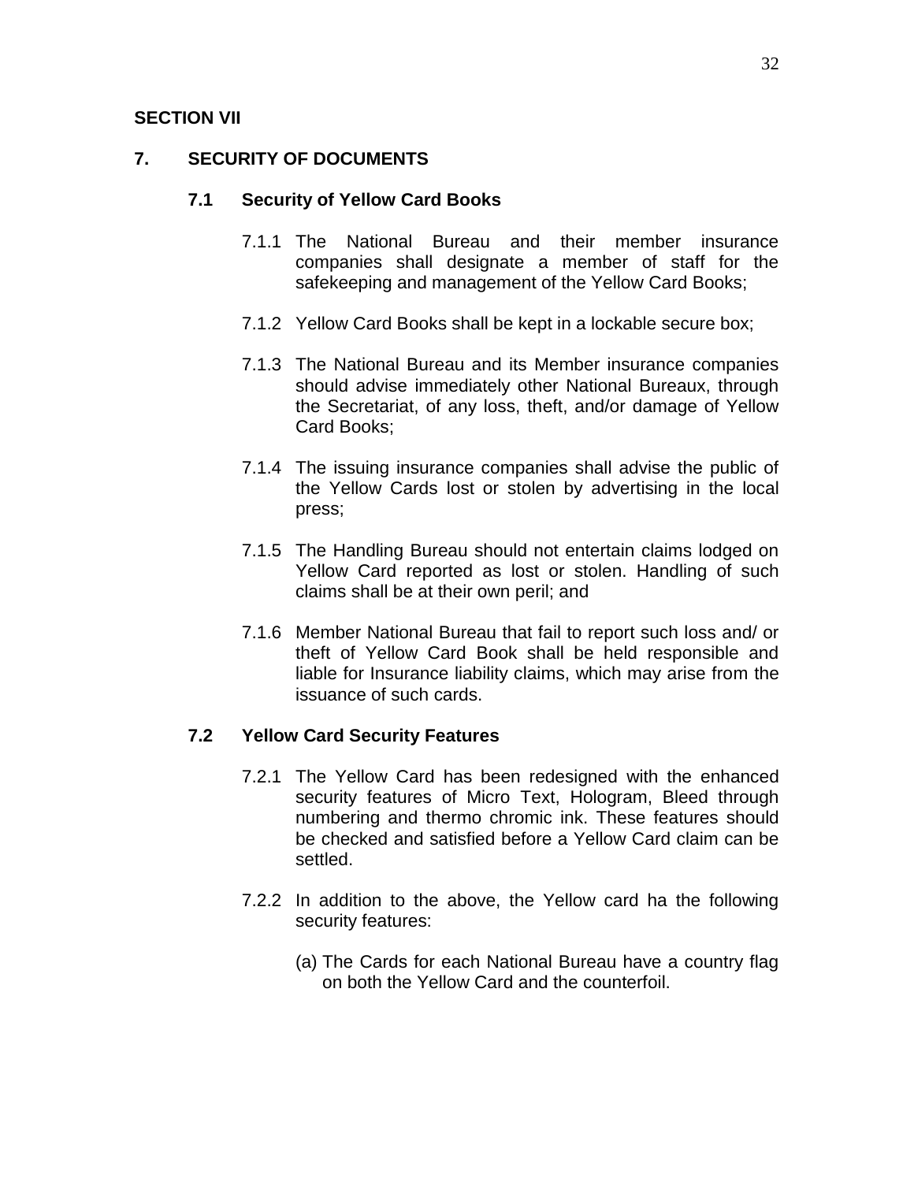## SECTION VII

## 7. SECURITY OF DOCUMENTS

### 7.1 Security of Yellow Card Books

7.1.1 The National Bureau and their member insurance companies shall designate a member of staff for the safekeeping and management of the Yellow Card Books;

7.1.2 Yellow Card Books shall be kept in a lockable secure box;

7.1.3 The National Bureau and its Member insurance companies should advise immediately other National Bureaux, through the Secretariat, of any loss, theft, and/or damage of Yellow Card Books;

7.1.4 The issuing insurance companies shall advise the public of the Yellow Cards lost or stolen by advertising in the local press;

7.1.5 The Handling Bureau should not entertain claims lodged on Yellow Card reported as lost or stolen. Handling of such claims shall be at their own peril; and

7.1.6 Member National Bureau that fail to report such loss and/ or theft of Yellow Card Book shall be held responsible and liable for Insurance liability claims, which may arise from the issuance of such cards.

### 7.2 Yellow Card Security Features

7.2.1 The Yellow Card has been redesigned with the enhanced security features of Micro Text, Hologram, Bleed through numbering and thermo chromic ink. These features should be checked and satisfied before a Yellow Card claim can be settled.

7.2.2 In addition to the above, the Yellow card ha the following security features:

(a) The Cards for each National Bureau have a country flag on both the Yellow Card and the counterfoil.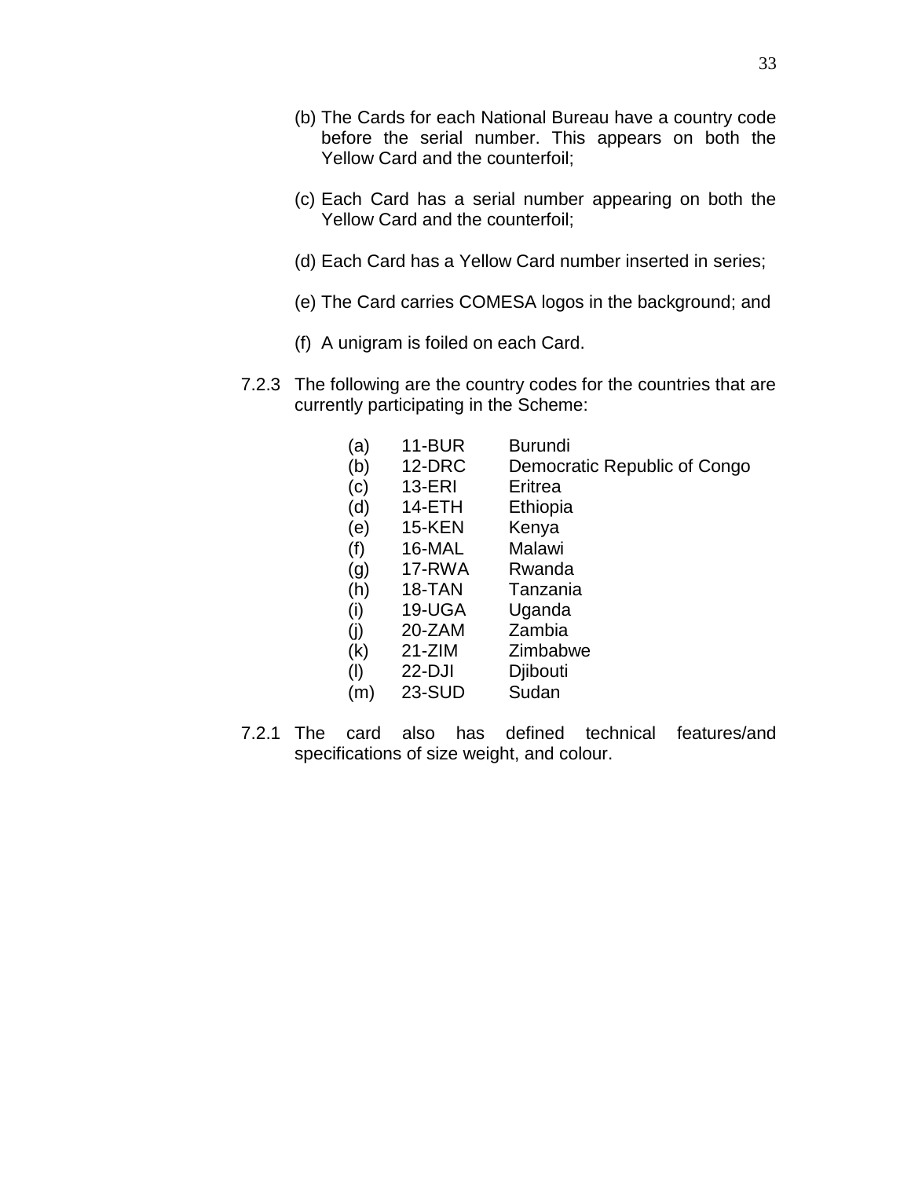(b) The Cards for each National Bureau have a country code before the serial number. This appears on both the Yellow Card and the counterfoil;

(c) Each Card has a serial number appearing on both the Yellow Card and the counterfoil;

(d) Each Card has a Yellow Card number inserted in series;

(e) The Card carries COMESA logos in the background; and

(f) A unigram is foiled on each Card.

7.2.3 The following are the country codes for the countries that are currently participating in the Scheme:

| | | |
|---|---|---|
| (a) | 11-BUR | Burundi |
| (b) | 12-DRC | Democratic Republic of Congo |
| (c) | 13-ERI | Eritrea |
| (d) | 14-ETH | Ethiopia |
| (e) | 15-KEN | Kenya |
| (f) | 16-MAL | Malawi |
| (g) | 17-RWA | Rwanda |
| (h) | 18-TAN | Tanzania |
| (i) | 19-UGA | Uganda |
| (j) | 20-ZAM | Zambia |
| (k) | 21-ZIM | Zimbabwe |
| (l) | 22-DJI | Djibouti |
| (m) | 23-SUD | Sudan |

7.2.1 The card also has defined technical features/and specifications of size weight, and colour.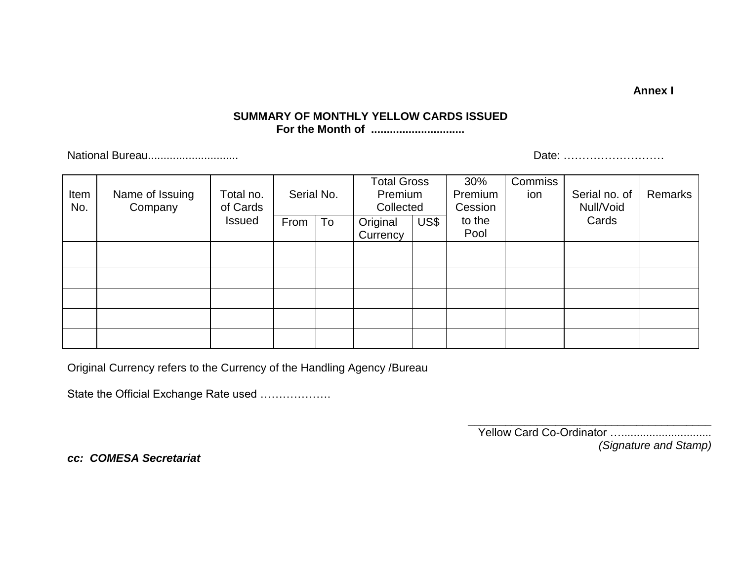**Annex I**

**SUMMARY OF MONTHLY YELLOW CARDS ISSUED**
**For the Month of ..............................**

National Bureau.............................                                        Date: ………………………

| Item No. | Name of Issuing Company | Total no. of Cards Issued | Serial No. | | Total Gross Premium Collected | | 30% Premium Cession to the Pool | Commiss ion | Serial no. of Null/Void Cards | Remarks |
|---|---|---|---|---|---|---|---|---|---|---|
| | | | From | To | Original Currency | US$ | | | | |
| | | | | | | | | | | |
| | | | | | | | | | | |
| | | | | | | | | | | |
| | | | | | | | | | | |
| | | | | | | | | | | |

Original Currency refers to the Currency of the Handling Agency /Bureau

State the Official Exchange Rate used ……………….

\_\_\_\_\_\_\_\_\_\_\_\_\_\_\_\_\_\_\_\_\_\_\_\_\_\_\_\_\_\_\_\_\_\_\_\_\_\_\_\_\_\_
Yellow Card Co-Ordinator …..............................
*(Signature and Stamp)*

***cc: COMESA Secretariat***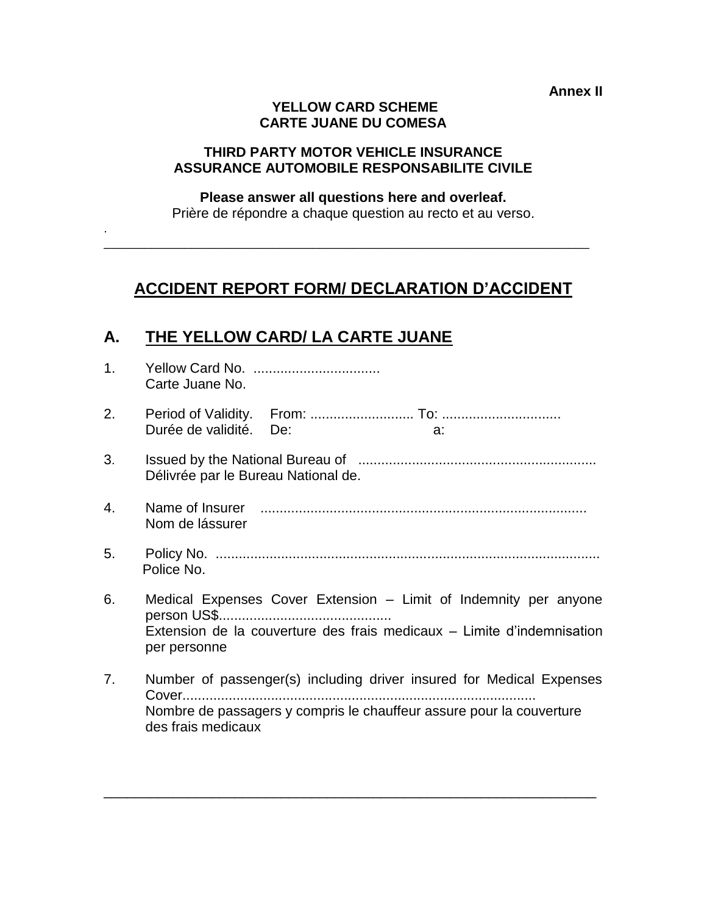**Annex II**

**YELLOW CARD SCHEME**
**CARTE JUANE DU COMESA**

**THIRD PARTY MOTOR VEHICLE INSURANCE**
**ASSURANCE AUTOMOBILE RESPONSABILITE CIVILE**

**Please answer all questions here and overleaf.**
Prière de répondre a chaque question au recto et au verso.

---

## ACCIDENT REPORT FORM/ DECLARATION D'ACCIDENT

## A. THE YELLOW CARD/ LA CARTE JUANE

1. Yellow Card No. .................................
   Carte Juane No.

2. Period of Validity. From: ........................... To: ...............................
   Durée de validité. De: a:

3. Issued by the National Bureau of .............................................................
   Délivrée par le Bureau National de.

4. Name of Insurer ....................................................................................
   Nom de lássurer

5. Policy No. ...................................................................................................
   Police No.

6. Medical Expenses Cover Extension – Limit of Indemnity per anyone person US$............................................
   Extension de la couverture des frais medicaux – Limite d'indemnisation per personne

7. Number of passenger(s) including driver insured for Medical Expenses Cover...........................................................................................
   Nombre de passagers y compris le chauffeur assure pour la couverture des frais medicaux

---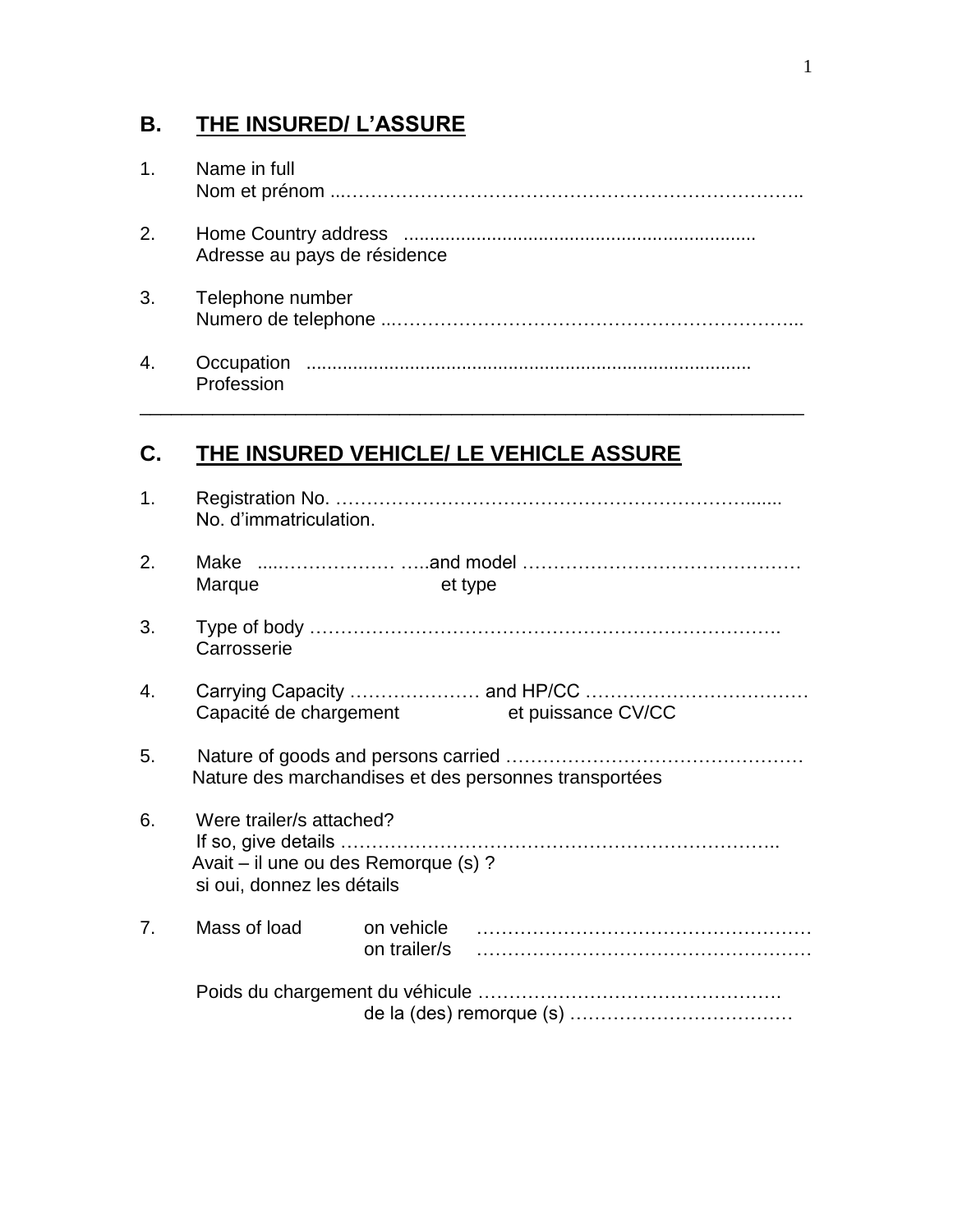## B. THE INSURED/ L'ASSURE

1. Name in full
   Nom et prénom ...……………………………………………………………….

2. Home Country address ..................................................................
   Adresse au pays de résidence

3. Telephone number
   Numero de telephone ..………………………………………………………...

4. Occupation ....................................................................................
   Profession

---

## C. THE INSURED VEHICLE/ LE VEHICLE ASSURE

1. Registration No. ……………………………………………………….......
   No. d'immatriculation.

2. Make ....……………… …..and model ………………………………………
   Marque et type

3. Type of body ………………………………………………………………….
   Carrosserie

4. Carrying Capacity ………………… and HP/CC ………………………………
   Capacité de chargement et puissance CV/CC

5. Nature of goods and persons carried …………………………………………
   Nature des marchandises et des personnes transportées

6. Were trailer/s attached?
   If so, give details ……………………………………………………………..
   Avait – il une ou des Remorque (s) ?
   si oui, donnez les détails

7. Mass of load on vehicle ………………………………………………
   on trailer/s ………………………………………………

   Poids du chargement du véhicule …………………………………………
   de la (des) remorque (s) ………………………………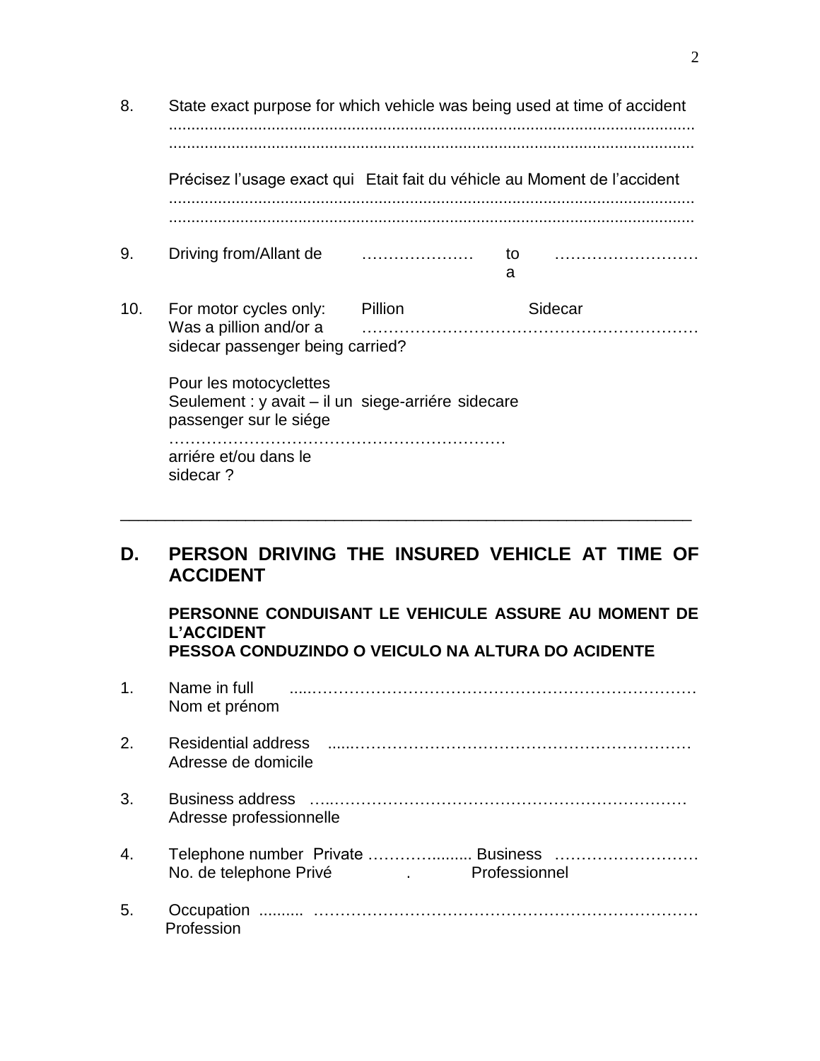8. State exact purpose for which vehicle was being used at time of accident
   ........................................................................................................................
   ........................................................................................................................

   Précisez l'usage exact qui Etait fait du véhicle au Moment de l'accident
   ........................................................................................................................
   ........................................................................................................................

9. Driving from/Allant de ………………… to a ……………………

10. For motor cycles only: Was a pillion and/or a sidecar passenger being carried? Pillion Sidecar
    ……………………………………………………

    Pour les motocyclettes Seulement : y avait – il un passenger sur le siége arriére et/ou dans le sidecar ? siege-arriére sidecare
    ……………………………………………………

---

## D. PERSON DRIVING THE INSURED VEHICLE AT TIME OF ACCIDENT

**PERSONNE CONDUISANT LE VEHICULE ASSURE AU MOMENT DE L'ACCIDENT**
**PESSOA CONDUZINDO O VEICULO NA ALTURA DO ACIDENTE**

1. Name in full .....………………………………………………………………
   Nom et prénom

2. Residential address .....………………………………………………………
   Adresse de domicile

3. Business address …..…………………………………………………………
   Adresse professionnelle

4. Telephone number Private ……….......... Business ………………………
   No. de telephone Privé . Professionnel

5. Occupation .......... ……………………………………………………………
   Profession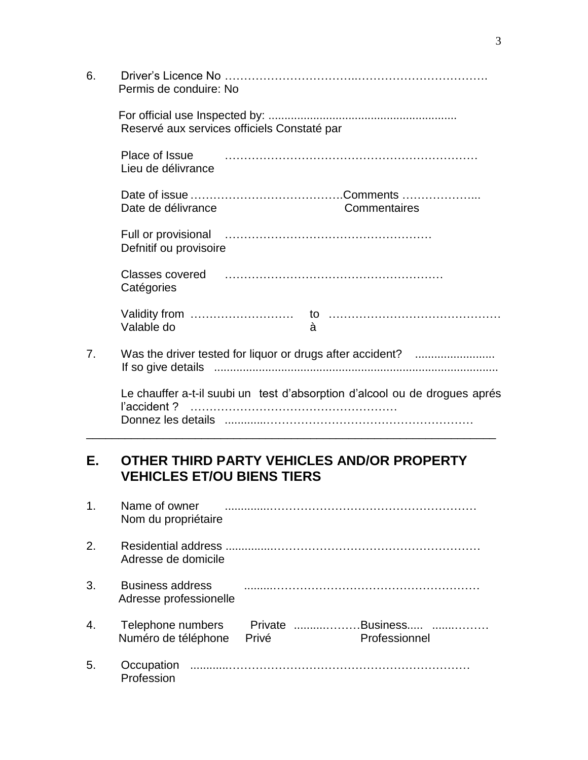6. Driver's Licence No ……………………………..…………………………….
   Permis de conduire: No

   For official use Inspected by: ..........................................................
   Reservé aux services officiels Constaté par

   Place of Issue ………………………………………………………
   Lieu de délivrance

   Date of issue …………………………………Comments ………………...
   Date de délivrance Commentaires

   Full or provisional ………………………………………………
   Defnitif ou provisoire

   Classes covered …………………………………………………
   Catégories

   Validity from ……………………… to ………………………………………
   Valable do à

7. Was the driver tested for liquor or drugs after accident? .........................
   If so give details ........................................................................................

   Le chauffer a-t-il suubi un test d'absorption d'alcool ou de drogues aprés l'accident ? ………………………………………………
   Donnez les details ............………………………………………………

---

## E. OTHER THIRD PARTY VEHICLES AND/OR PROPERTY VEHICLES ET/OU BIENS TIERS

1. Name of owner ..............……………………………………………
   Nom du propriétaire

2. Residential address ...............……………………………………………
   Adresse de domicile

3. Business address .........……………………………………………
   Adresse professionelle

4. Telephone numbers Private ..........………Business..... .......………
   Numéro de téléphone Privé Professionnel

5. Occupation ............………………………………………………………
   Profession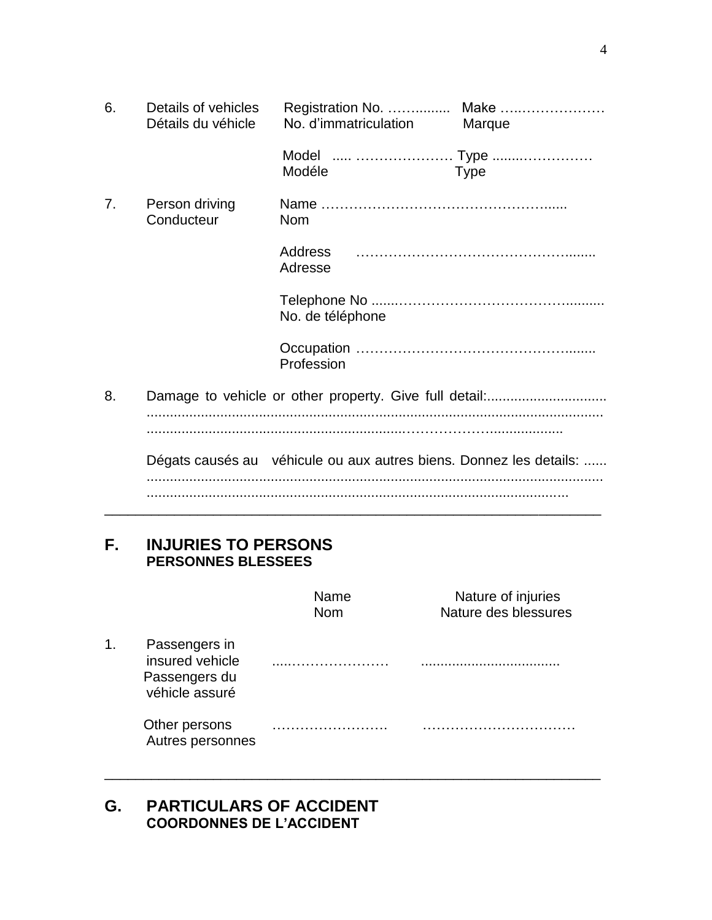6. Details of vehicles / Détails du véhicle

   Registration No. ……......... / No. d'immatriculation   Make …..……………… / Marque

   Model ..... ………………… / Modéle   Type ........…………… / Type

7. Person driving / Conducteur

   Name …………………………………………...... / Nom

   Address ……………………………………….......  / Adresse

   Telephone No ......……………………………….......... / No. de téléphone

   Occupation ……………………………………….......  / Profession

8. Damage to vehicle or other property. Give full detail:...............................
   ......................................................................................................................
   .............................................................……………..................

   Dégats causés au véhicule ou aux autres biens. Donnez les details: ......
   ......................................................................................................................
   ...........................................................................................................

---

## F. INJURIES TO PERSONS
### PERSONNES BLESSEES

| | Name / Nom | Nature of injuries / Nature des blessures |
|---|---|---|
| 1. Passengers in insured vehicle / Passengers du véhicle assuré | ....………………… | .................................... |
| Other persons / Autres personnes | ……………………. | …………………………… |

---

## G. PARTICULARS OF ACCIDENT
### COORDONNES DE L'ACCIDENT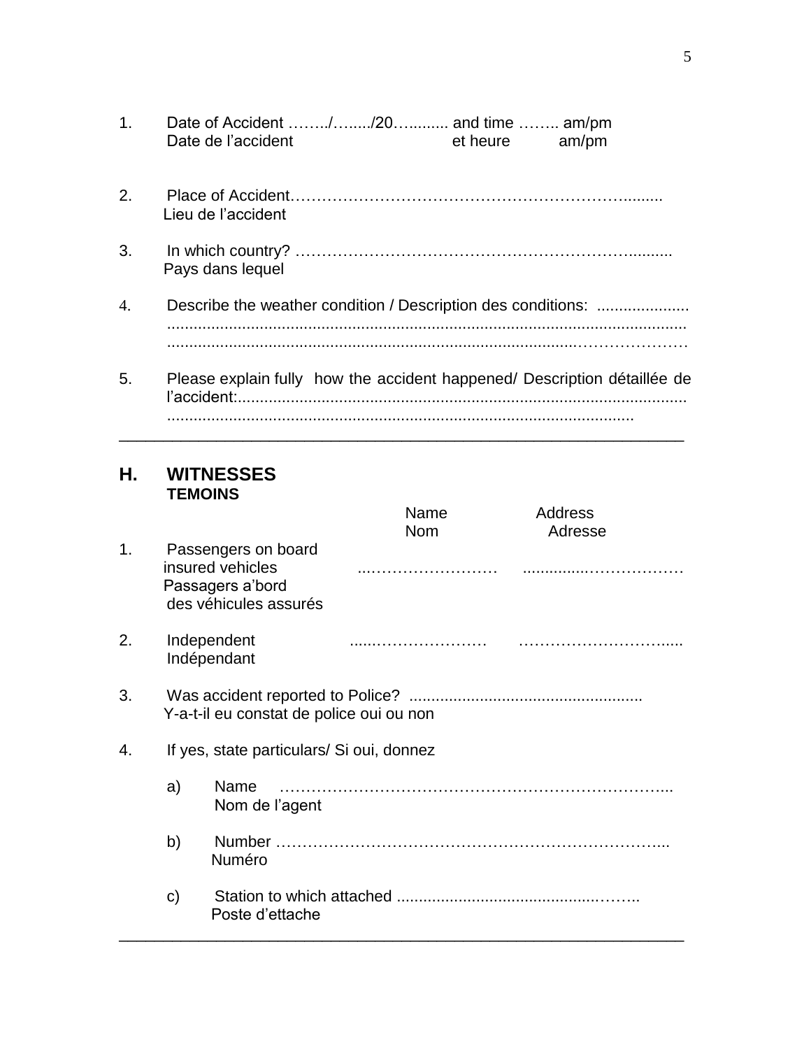1. Date of Accident ……../…..../20…......... and time …….. am/pm
   Date de l'accident et heure am/pm

2. Place of Accident……………………………………………………….........
   Lieu de l'accident

3. In which country? ………………………………………………………..........
   Pays dans lequel

4. Describe the weather condition / Description des conditions: .....................
   ......................................................................................................................
   ......................................................................................…………………

5. Please explain fully how the accident happened/ Description détaillée de l'accident:.....................................................................................................
   ........................................................................................................

---

## H. WITNESSES
**TEMOINS**

| | | Name<br>Nom | Address<br>Adresse |
|---|---|---|---|
| 1. | Passengers on board insured vehicles<br>Passagers a'bord des véhicules assurés | ...…………………… | ...............……………… |
| 2. | Independent<br>Indépendant | .....………………… | ………………………..... |

3. Was accident reported to Police? ....................................................
   Y-a-t-il eu constat de police oui ou non

4. If yes, state particulars/ Si oui, donnez

   a) Name ………………………………………………………………...
      Nom de l'agent

   b) Number ………………………………………………………………...
      Numéro

   c) Station to which attached ...............................................……..
      Poste d'ettache

---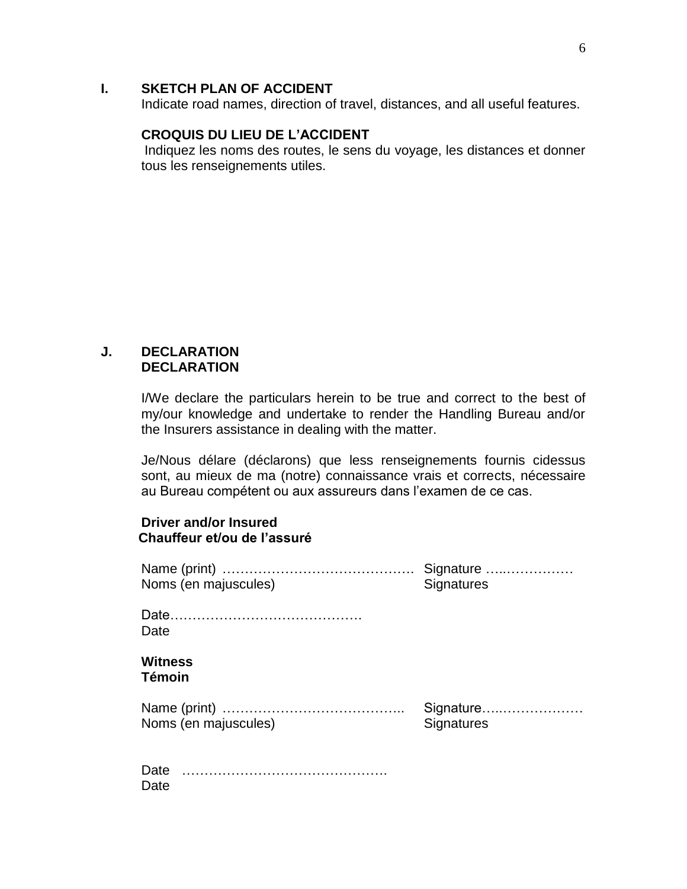## I. SKETCH PLAN OF ACCIDENT

Indicate road names, direction of travel, distances, and all useful features.

**CROQUIS DU LIEU DE L'ACCIDENT**

Indiquez les noms des routes, le sens du voyage, les distances et donner tous les renseignements utiles.

## J. DECLARATION
**DECLARATION**

I/We declare the particulars herein to be true and correct to the best of my/our knowledge and undertake to render the Handling Bureau and/or the Insurers assistance in dealing with the matter.

Je/Nous délare (déclarons) que less renseignements fournis cidessus sont, au mieux de ma (notre) connaissance vrais et corrects, nécessaire au Bureau compétent ou aux assureurs dans l'examen de ce cas.

**Driver and/or Insured**
**Chauffeur et/ou de l'assuré**

Name (print) ……………………………………. Signature …..……………
Noms (en majuscules) Signatures

Date…………………………………….
Date

**Witness**
**Témoin**

Name (print) ………………………………….. Signature…..………………
Noms (en majuscules) Signatures

Date ……………………………………….
Date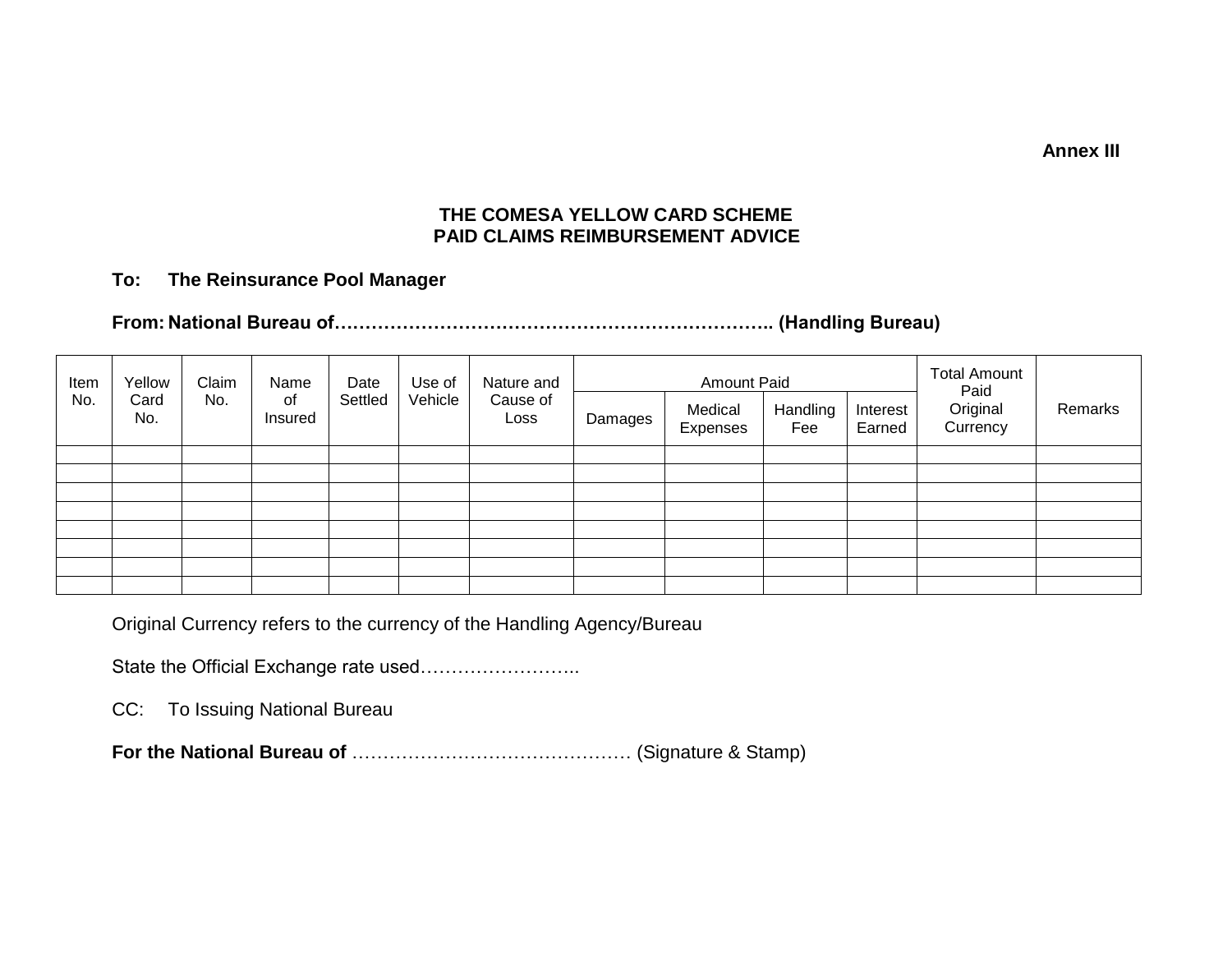**Annex III**

**THE COMESA YELLOW CARD SCHEME**
**PAID CLAIMS REIMBURSEMENT ADVICE**

**To: The Reinsurance Pool Manager**

**From: National Bureau of………………………………………………………….. (Handling Bureau)**

| Item No. | Yellow Card No. | Claim No. | Name of Insured | Date Settled | Use of Vehicle | Nature and Cause of Loss | Amount Paid | | | | Total Amount Paid Original Currency | Remarks |
|---|---|---|---|---|---|---|---|---|---|---|---|---|
| | | | | | | | Damages | Medical Expenses | Handling Fee | Interest Earned | | |
| | | | | | | | | | | | | |
| | | | | | | | | | | | | |
| | | | | | | | | | | | | |
| | | | | | | | | | | | | |
| | | | | | | | | | | | | |
| | | | | | | | | | | | | |
| | | | | | | | | | | | | |
| | | | | | | | | | | | | |

Original Currency refers to the currency of the Handling Agency/Bureau

State the Official Exchange rate used……………………..

CC: To Issuing National Bureau

**For the National Bureau of** ……………………………………… (Signature & Stamp)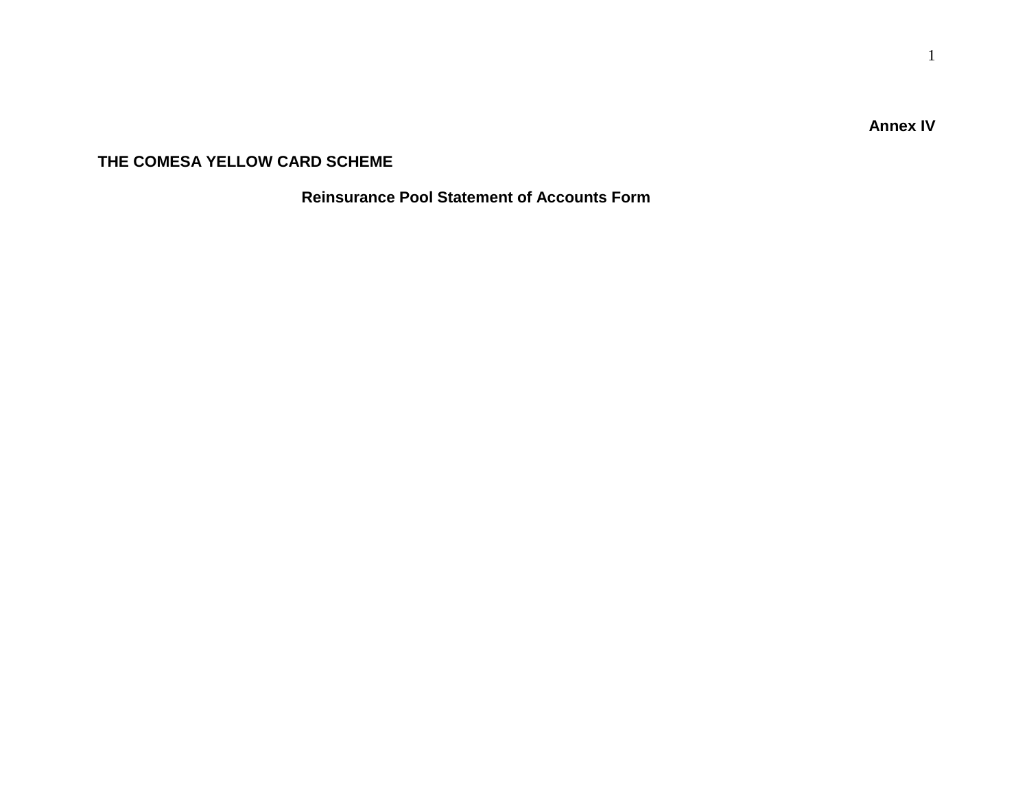**Annex IV**

**THE COMESA YELLOW CARD SCHEME**

## Reinsurance Pool Statement of Accounts Form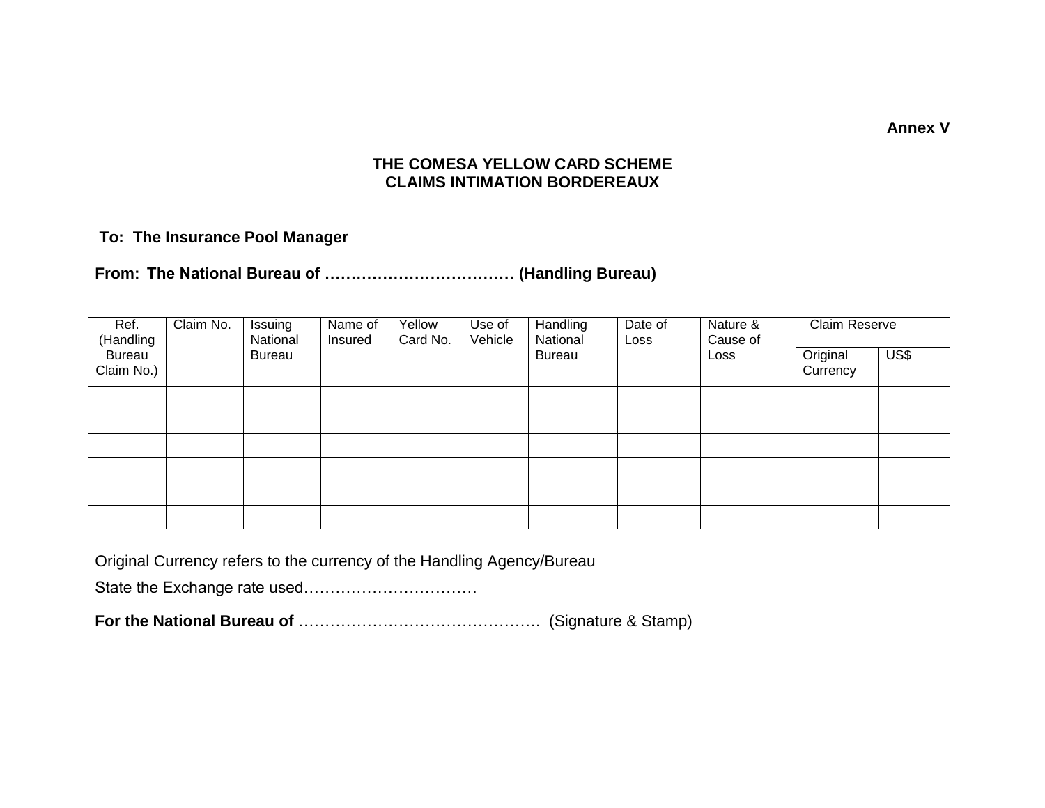**Annex V**

**THE COMESA YELLOW CARD SCHEME**
**CLAIMS INTIMATION BORDEREAUX**

**To: The Insurance Pool Manager**

**From: The National Bureau of ……………………………… (Handling Bureau)**

| Ref. (Handling Bureau Claim No.) | Claim No. | Issuing National Bureau | Name of Insured | Yellow Card No. | Use of Vehicle | Handling National Bureau | Date of Loss | Nature & Cause of Loss | Claim Reserve | |
|---|---|---|---|---|---|---|---|---|---|---|
| | | | | | | | | | Original Currency | US$ |
| | | | | | | | | | | |
| | | | | | | | | | | |
| | | | | | | | | | | |
| | | | | | | | | | | |
| | | | | | | | | | | |
| | | | | | | | | | | |

Original Currency refers to the currency of the Handling Agency/Bureau

State the Exchange rate used……………………………

**For the National Bureau of** ………………………………………. (Signature & Stamp)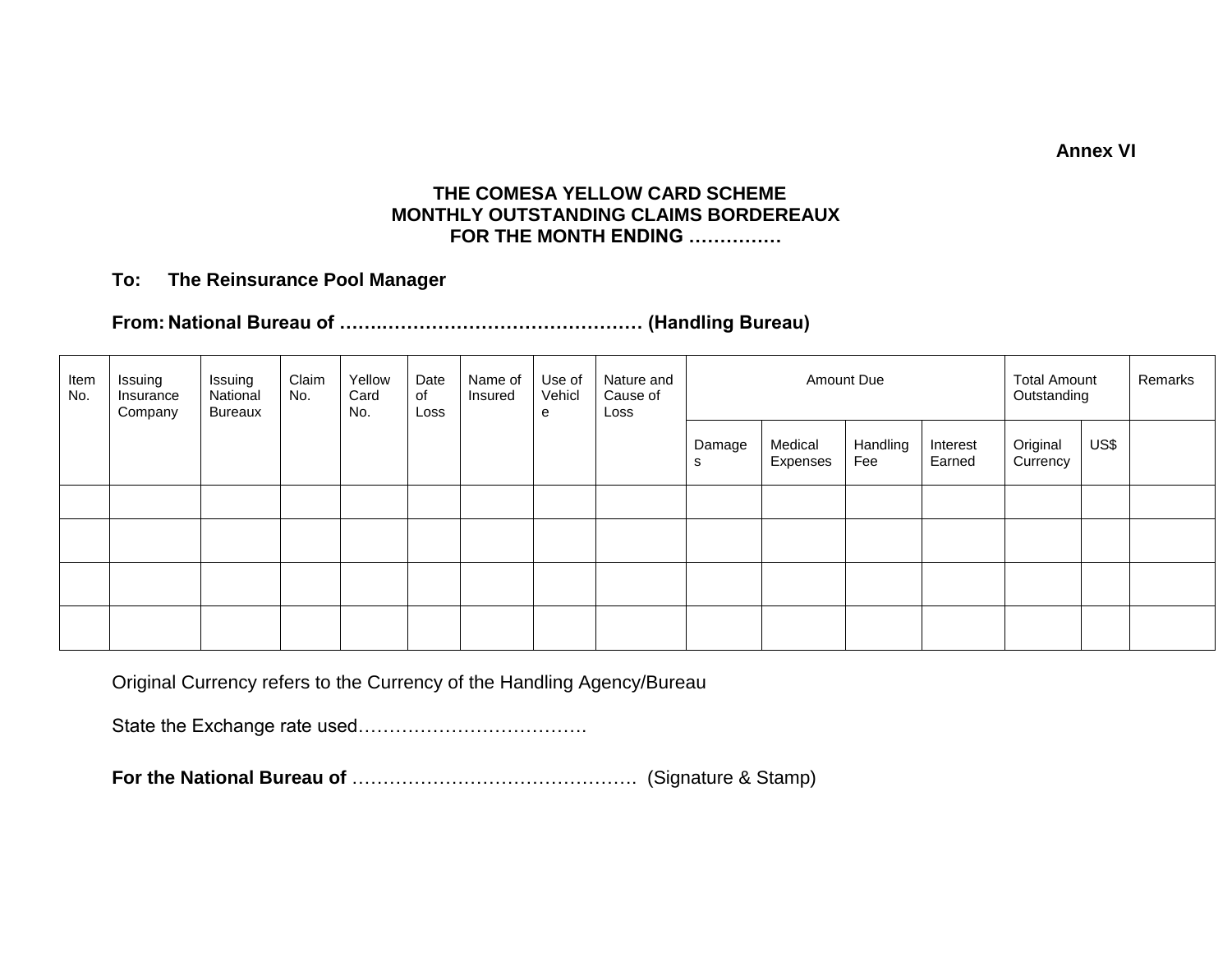**Annex VI**

**THE COMESA YELLOW CARD SCHEME**
**MONTHLY OUTSTANDING CLAIMS BORDEREAUX**
**FOR THE MONTH ENDING ……………**

**To: The Reinsurance Pool Manager**

**From: National Bureau of ……..…………………………………… (Handling Bureau)**

| Item No. | Issuing Insurance Company | Issuing National Bureaux | Claim No. | Yellow Card No. | Date of Loss | Name of Insured | Use of Vehicle | Nature and Cause of Loss | Amount Due | | | | Total Amount Outstanding | | Remarks |
|---|---|---|---|---|---|---|---|---|---|---|---|---|---|---|---|
| | | | | | | | | | Damages | Medical Expenses | Handling Fee | Interest Earned | Original Currency | US$ | |
| | | | | | | | | | | | | | | | |
| | | | | | | | | | | | | | | | |
| | | | | | | | | | | | | | | | |
| | | | | | | | | | | | | | | | |

Original Currency refers to the Currency of the Handling Agency/Bureau

State the Exchange rate used……………………………….

**For the National Bureau of** ………………………………………. (Signature & Stamp)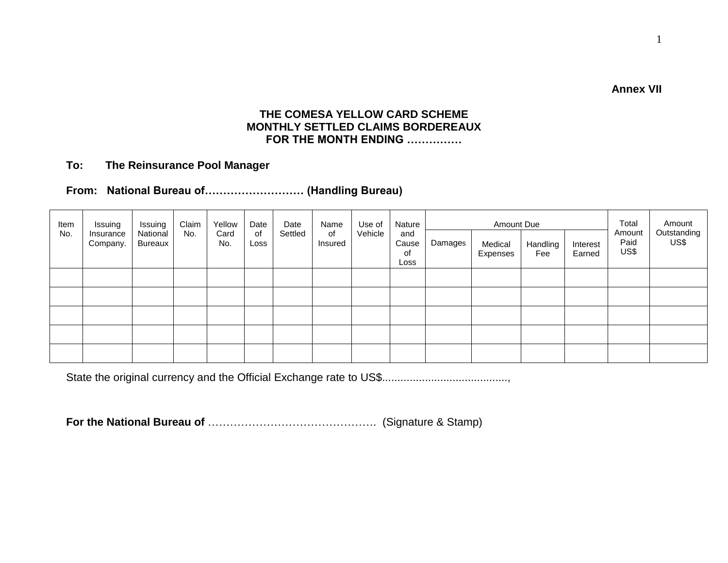**Annex VII**

**THE COMESA YELLOW CARD SCHEME**
**MONTHLY SETTLED CLAIMS BORDEREAUX**
**FOR THE MONTH ENDING ……………**

**To: The Reinsurance Pool Manager**

**From: National Bureau of……………………… (Handling Bureau)**

| Item No. | Issuing Insurance Company. | Issuing National Bureaux | Claim No. | Yellow Card No. | Date of Loss | Date Settled | Name of Insured | Use of Vehicle | Nature and Cause of Loss | Amount Due | | | | Total Amount Paid US$ | Amount Outstanding US$ |
|---|---|---|---|---|---|---|---|---|---|---|---|---|---|---|---|
| | | | | | | | | | | Damages | Medical Expenses | Handling Fee | Interest Earned | | |
| | | | | | | | | | | | | | | | |
| | | | | | | | | | | | | | | | |
| | | | | | | | | | | | | | | | |
| | | | | | | | | | | | | | | | |
| | | | | | | | | | | | | | | | |

State the original currency and the Official Exchange rate to US$.........................................,

**For the National Bureau of** ………………………………………. (Signature & Stamp)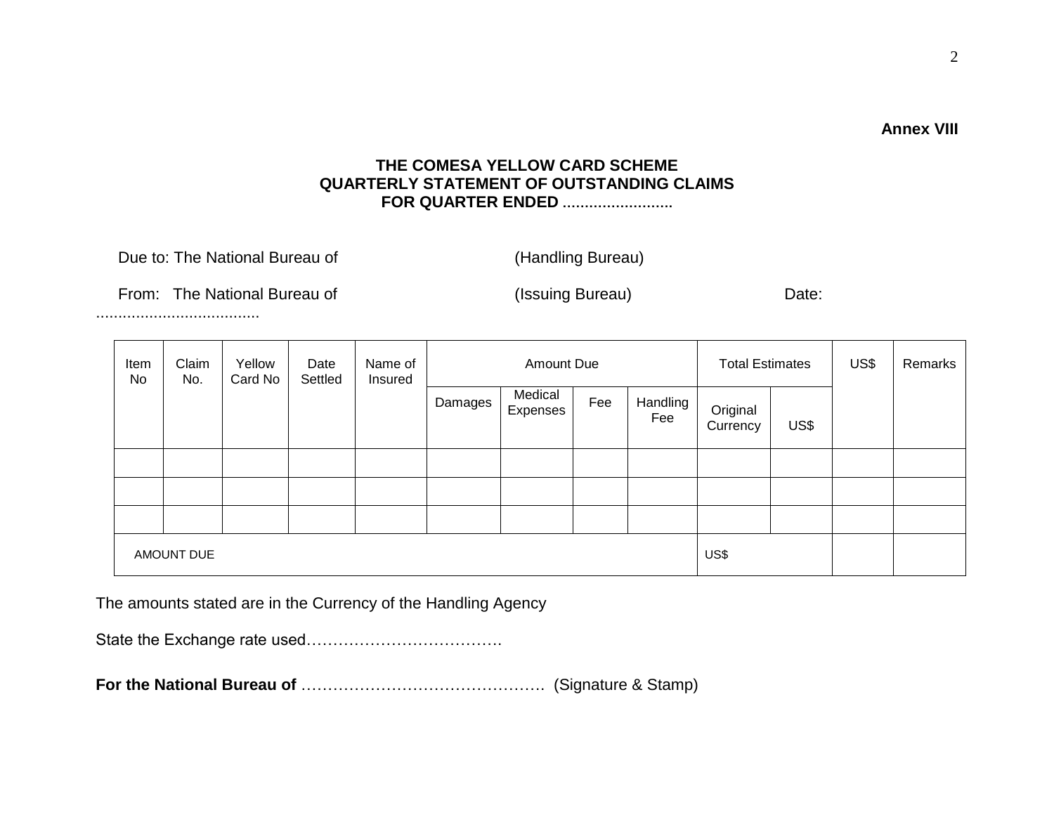**Annex VIII**

**THE COMESA YELLOW CARD SCHEME**
**QUARTERLY STATEMENT OF OUTSTANDING CLAIMS**
**FOR QUARTER ENDED .........................**

Due to: The National Bureau of (Handling Bureau)

From: The National Bureau of (Issuing Bureau) Date: .....................................

| Item No | Claim No. | Yellow Card No | Date Settled | Name of Insured | Amount Due | | | | Total Estimates | | US$ | Remarks |
|---|---|---|---|---|---|---|---|---|---|---|---|---|
| | | | | | Damages | Medical Expenses | Fee | Handling Fee | Original Currency | US$ | | |
| | | | | | | | | | | | | |
| | | | | | | | | | | | | |
| | | | | | | | | | | | | |
| AMOUNT DUE | | | | | | | | | US$ | | | |

The amounts stated are in the Currency of the Handling Agency

State the Exchange rate used……………………………….

**For the National Bureau of** ……………………………………… (Signature & Stamp)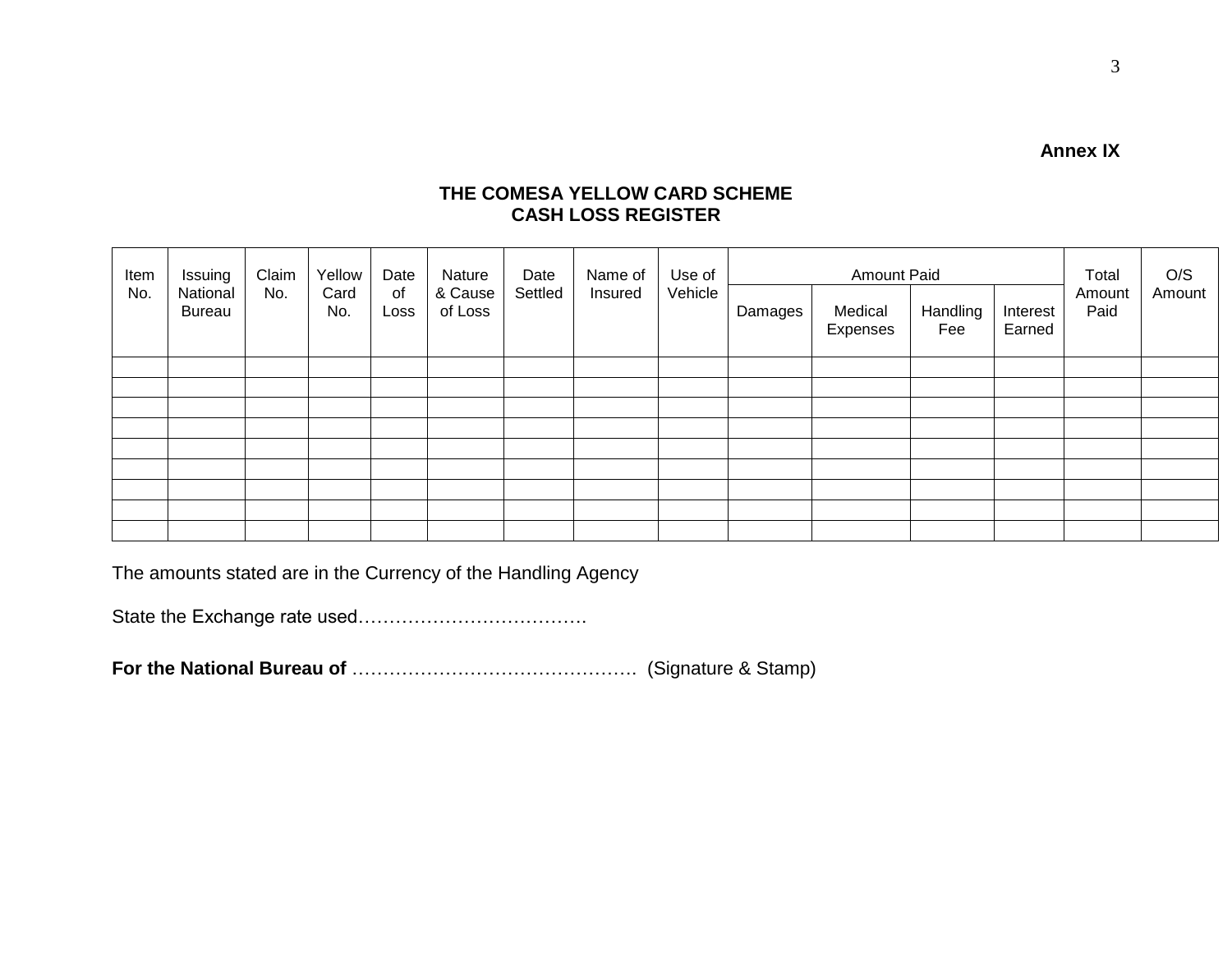**Annex IX**

**THE COMESA YELLOW CARD SCHEME**
**CASH LOSS REGISTER**

| Item No. | Issuing National Bureau | Claim No. | Yellow Card No. | Date of Loss | Nature & Cause of Loss | Date Settled | Name of Insured | Use of Vehicle | Amount Paid | | | | Total Amount Paid | O/S Amount |
|---|---|---|---|---|---|---|---|---|---|---|---|---|---|---|
| | | | | | | | | | Damages | Medical Expenses | Handling Fee | Interest Earned | | |
| | | | | | | | | | | | | | | |
| | | | | | | | | | | | | | | |
| | | | | | | | | | | | | | | |
| | | | | | | | | | | | | | | |
| | | | | | | | | | | | | | | |
| | | | | | | | | | | | | | | |
| | | | | | | | | | | | | | | |
| | | | | | | | | | | | | | | |
| | | | | | | | | | | | | | | |

The amounts stated are in the Currency of the Handling Agency

State the Exchange rate used……………………………….

**For the National Bureau of** ………………………………………. (Signature & Stamp)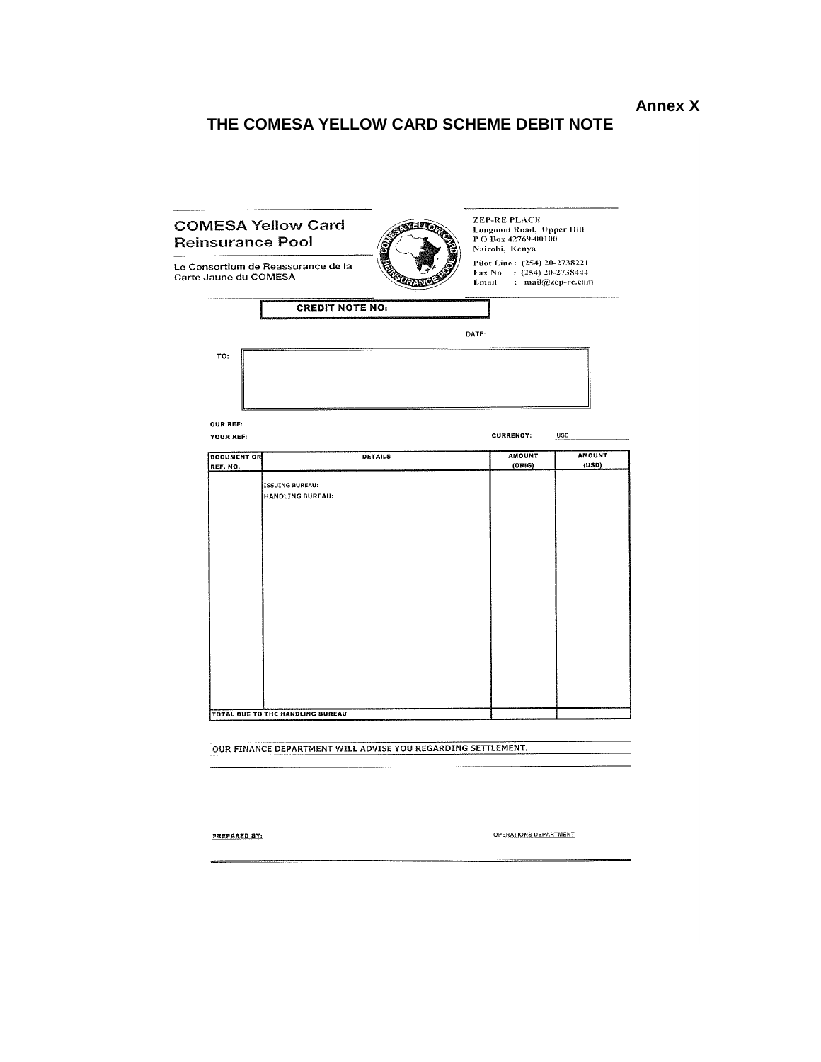**Annex X**

# THE COMESA YELLOW CARD SCHEME DEBIT NOTE

**COMESA Yellow Card Reinsurance Pool**

Le Consortium de Reassurance de la Carte Jaune du COMESA

ZEP-RE PLACE
Longonot Road, Upper Hill
P O Box 42769-00100
Nairobi, Kenya

Pilot Line : (254) 20-2738221
Fax No : (254) 20-2738444
Email : mail@zep-re.com

**CREDIT NOTE NO:**

DATE:

TO:

**OUR REF:**

**YOUR REF:**

**CURRENCY:** USD

| DOCUMENT OR REF. NO. | DETAILS | AMOUNT (ORIG) | AMOUNT (USD) |
|---|---|---|---|
| | ISSUING BUREAU:<br>HANDLING BUREAU: | | |
| TOTAL DUE TO THE HANDLING BUREAU | | | |

OUR FINANCE DEPARTMENT WILL ADVISE YOU REGARDING SETTLEMENT.

**PREPARED BY:**

OPERATIONS DEPARTMENT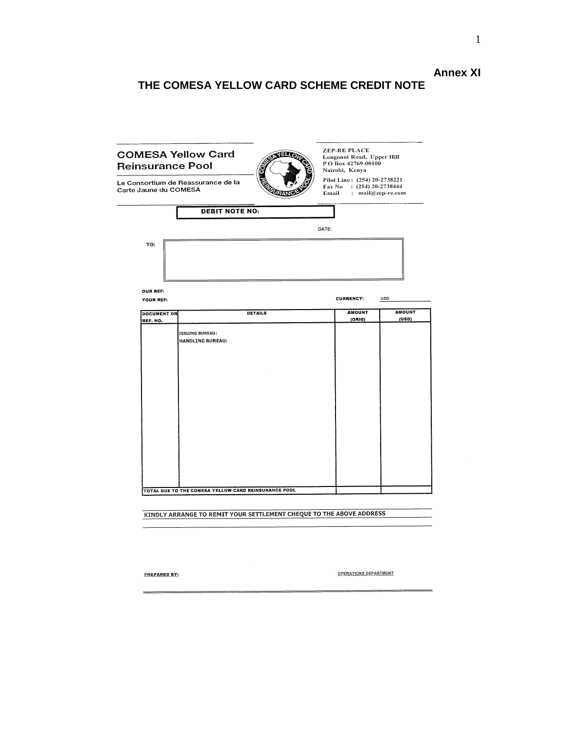**Annex XI**

# THE COMESA YELLOW CARD SCHEME CREDIT NOTE

**COMESA Yellow Card Reinsurance Pool**

Le Consortium de Reassurance de la Carte Jaune du COMESA

COMESA YELLOW CARD REINSURANCE POOL

ZEP-RE PLACE
Longonot Road, Upper Hill
P O Box 42769-00100
Nairobi, Kenya

Pilot Line : (254) 20-2738221
Fax No : (254) 20-2738444
Email : mail@zep-re.com

**DEBIT NOTE NO:**

DATE:

**TO:**

**OUR REF:**

**YOUR REF:**

**CURRENCY:** USD

| DOCUMENT OR REF. NO. | DETAILS | AMOUNT (ORIG) | AMOUNT (USD) |
|---|---|---|---|
| | ISSUING BUREAU:<br>HANDLING BUREAU: | | |
| TOTAL DUE TO THE COMESA YELLOW CARD REINSURANCE POOL | | | |

KINDLY ARRANGE TO REMIT YOUR SETTLEMENT CHEQUE TO THE ABOVE ADDRESS

**PREPARED BY:**

OPERATIONS DEPARTMENT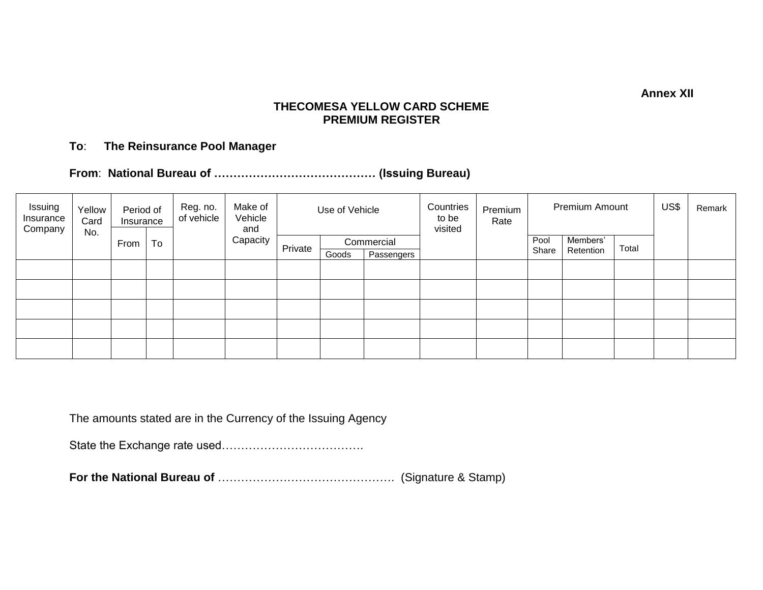**Annex XII**

**THECOMESA YELLOW CARD SCHEME**
**PREMIUM REGISTER**

**To**: **The Reinsurance Pool Manager**

**From**: **National Bureau of …………………………………… (Issuing Bureau)**

| Issuing Insurance Company | Yellow Card No. | Period of Insurance | | Reg. no. of vehicle | Make of Vehicle and Capacity | Use of Vehicle | | | Countries to be visited | Premium Rate | Premium Amount | | | US$ | Remark |
|---|---|---|---|---|---|---|---|---|---|---|---|---|---|---|---|
| | | From | To | | | Private | Commercial | | | | Pool Share | Members' Retention | Total | | |
| | | | | | | | Goods | Passengers | | | | | | | |
| | | | | | | | | | | | | | | | |
| | | | | | | | | | | | | | | | |
| | | | | | | | | | | | | | | | |
| | | | | | | | | | | | | | | | |
| | | | | | | | | | | | | | | | |

The amounts stated are in the Currency of the Issuing Agency

State the Exchange rate used……………………………….

**For the National Bureau of** ………………………………………. (Signature & Stamp)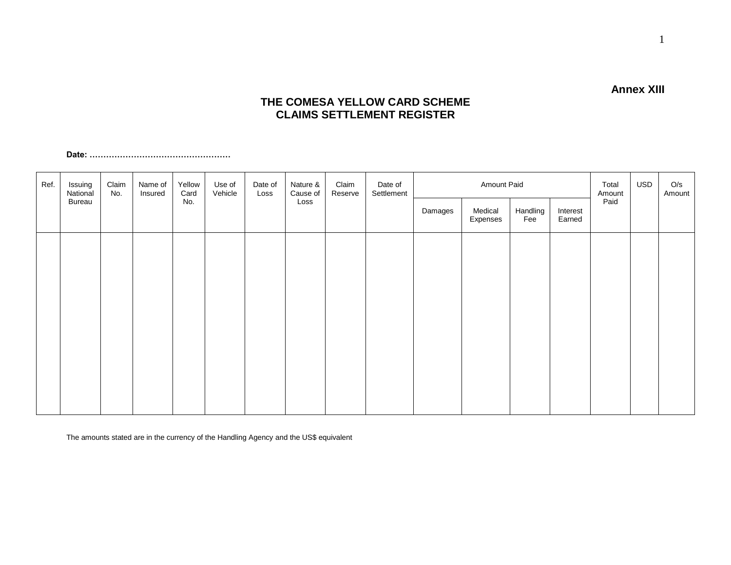**Annex XIII**

# THE COMESA YELLOW CARD SCHEME
# CLAIMS SETTLEMENT REGISTER

**Date: ……………………………………………**

| Ref. | Issuing National Bureau | Claim No. | Name of Insured | Yellow Card No. | Use of Vehicle | Date of Loss | Nature & Cause of Loss | Claim Reserve | Date of Settlement | Amount Paid | | | | Total Amount Paid | USD | O/s Amount |
|---|---|---|---|---|---|---|---|---|---|---|---|---|---|---|---|---|
| | | | | | | | | | | Damages | Medical Expenses | Handling Fee | Interest Earned | | | |
| | | | | | | | | | | | | | | | | |

The amounts stated are in the currency of the Handling Agency and the US$ equivalent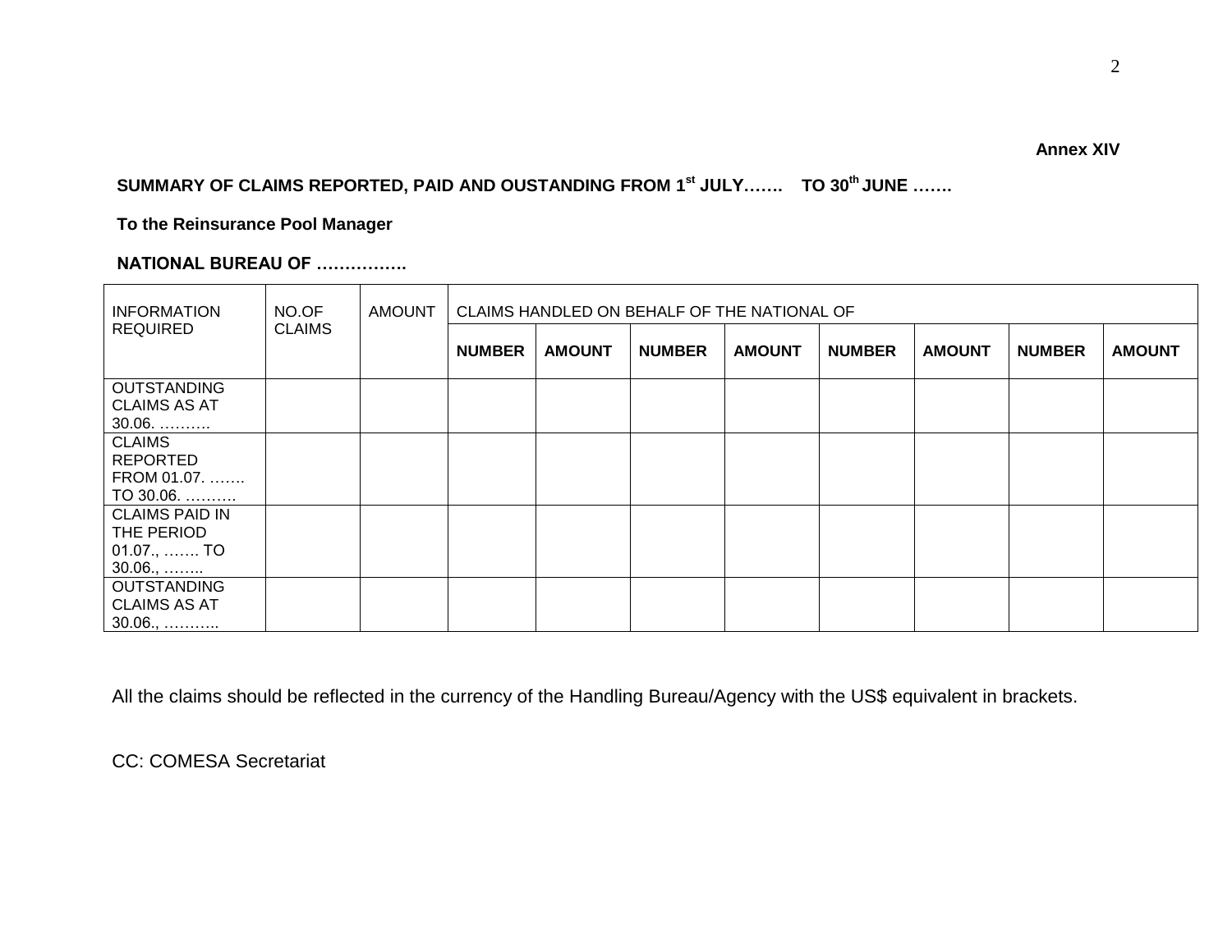**Annex XIV**

**SUMMARY OF CLAIMS REPORTED, PAID AND OUSTANDING FROM 1st JULY……. TO 30th JUNE …….**

**To the Reinsurance Pool Manager**

**NATIONAL BUREAU OF …………….**

| INFORMATION REQUIRED | NO.OF CLAIMS | AMOUNT | CLAIMS HANDLED ON BEHALF OF THE NATIONAL OF | | | | | | | |
|---|---|---|---|---|---|---|---|---|---|---|
| | | | **NUMBER** | **AMOUNT** | **NUMBER** | **AMOUNT** | **NUMBER** | **AMOUNT** | **NUMBER** | **AMOUNT** |
| OUTSTANDING CLAIMS AS AT 30.06. ………. | | | | | | | | | | |
| CLAIMS REPORTED FROM 01.07. ……. TO 30.06. ………. | | | | | | | | | | |
| CLAIMS PAID IN THE PERIOD 01.07., ……. TO 30.06., …….. | | | | | | | | | | |
| OUTSTANDING CLAIMS AS AT 30.06., ……….. | | | | | | | | | | |

All the claims should be reflected in the currency of the Handling Bureau/Agency with the US$ equivalent in brackets.

CC: COMESA Secretariat